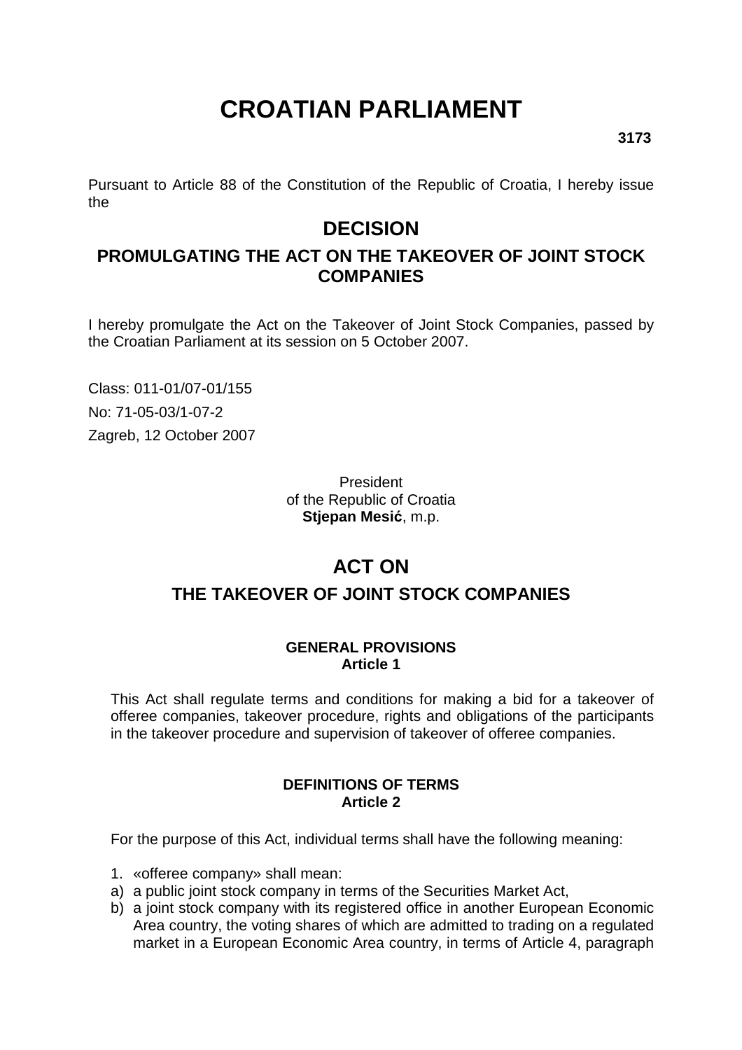# CROATIAN PARLIAMENT

**3173**

Pursuant to Article 88 of the Constitution of the Republic of Croatia, I hereby issue the

## DECISION

### PROMULGATING THE ACT ON THE TAKEOVER OF JOINT STOCK COMPANIES

I hereby promulgate the Act on the Takeover of Joint Stock Companies, passed by the Croatian Parliament at its session on 5 October 2007.

Class: 011-01/07-01/155

No: 71-05-03/1-07-2

Zagreb, 12 October 2007

President
of the Republic of Croatia
**Stjepan Mesić**, m.p.

## ACT ON

### THE TAKEOVER OF JOINT STOCK COMPANIES

**GENERAL PROVISIONS**
**Article 1**

This Act shall regulate terms and conditions for making a bid for a takeover of offeree companies, takeover procedure, rights and obligations of the participants in the takeover procedure and supervision of takeover of offeree companies.

**DEFINITIONS OF TERMS**
**Article 2**

For the purpose of this Act, individual terms shall have the following meaning:

1. «offeree company» shall mean:
   a) a public joint stock company in terms of the Securities Market Act,
   b) a joint stock company with its registered office in another European Economic Area country, the voting shares of which are admitted to trading on a regulated market in a European Economic Area country, in terms of Article 4, paragraph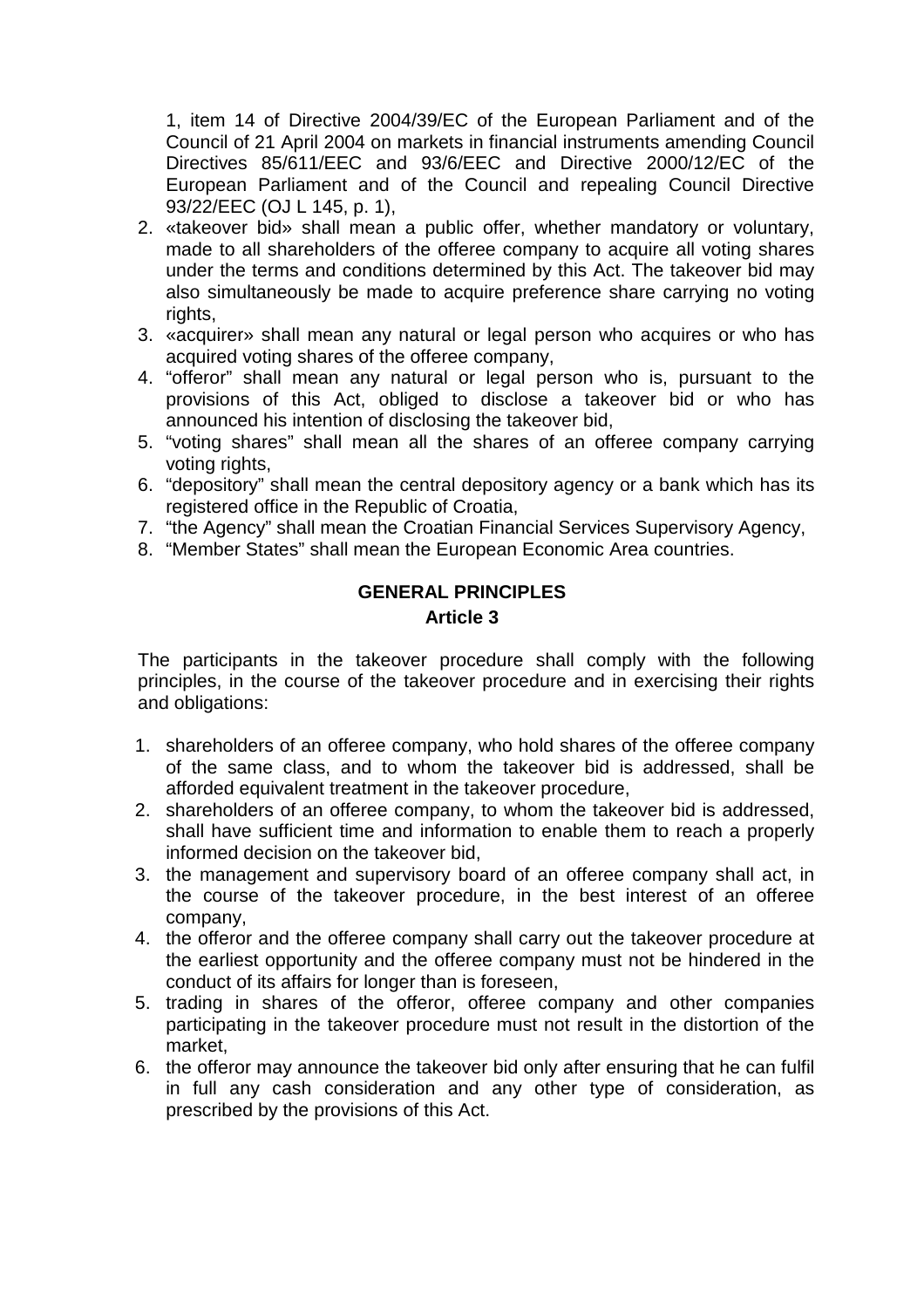1, item 14 of Directive 2004/39/EC of the European Parliament and of the Council of 21 April 2004 on markets in financial instruments amending Council Directives 85/611/EEC and 93/6/EEC and Directive 2000/12/EC of the European Parliament and of the Council and repealing Council Directive 93/22/EEC (OJ L 145, p. 1),

2. «takeover bid» shall mean a public offer, whether mandatory or voluntary, made to all shareholders of the offeree company to acquire all voting shares under the terms and conditions determined by this Act. The takeover bid may also simultaneously be made to acquire preference share carrying no voting rights,
3. «acquirer» shall mean any natural or legal person who acquires or who has acquired voting shares of the offeree company,
4. "offeror" shall mean any natural or legal person who is, pursuant to the provisions of this Act, obliged to disclose a takeover bid or who has announced his intention of disclosing the takeover bid,
5. "voting shares" shall mean all the shares of an offeree company carrying voting rights,
6. "depository" shall mean the central depository agency or a bank which has its registered office in the Republic of Croatia,
7. "the Agency" shall mean the Croatian Financial Services Supervisory Agency,
8. "Member States" shall mean the European Economic Area countries.

## GENERAL PRINCIPLES

### Article 3

The participants in the takeover procedure shall comply with the following principles, in the course of the takeover procedure and in exercising their rights and obligations:

1. shareholders of an offeree company, who hold shares of the offeree company of the same class, and to whom the takeover bid is addressed, shall be afforded equivalent treatment in the takeover procedure,
2. shareholders of an offeree company, to whom the takeover bid is addressed, shall have sufficient time and information to enable them to reach a properly informed decision on the takeover bid,
3. the management and supervisory board of an offeree company shall act, in the course of the takeover procedure, in the best interest of an offeree company,
4. the offeror and the offeree company shall carry out the takeover procedure at the earliest opportunity and the offeree company must not be hindered in the conduct of its affairs for longer than is foreseen,
5. trading in shares of the offeror, offeree company and other companies participating in the takeover procedure must not result in the distortion of the market,
6. the offeror may announce the takeover bid only after ensuring that he can fulfil in full any cash consideration and any other type of consideration, as prescribed by the provisions of this Act.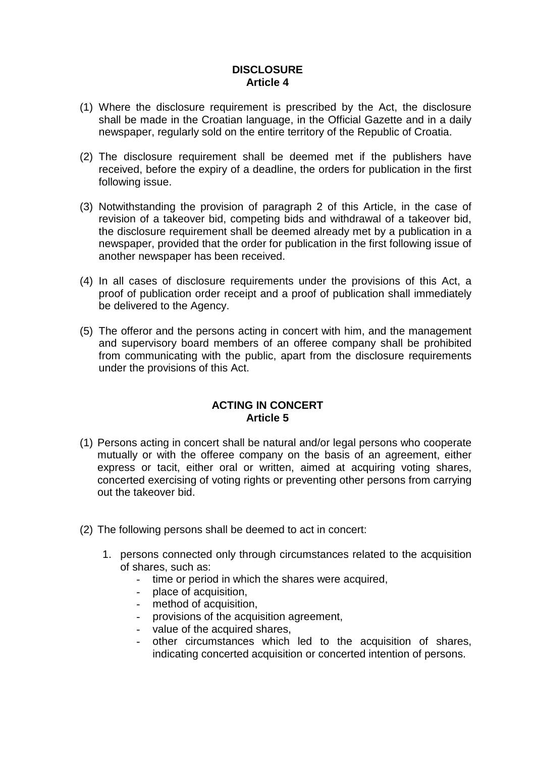**DISCLOSURE**
**Article 4**

(1) Where the disclosure requirement is prescribed by the Act, the disclosure shall be made in the Croatian language, in the Official Gazette and in a daily newspaper, regularly sold on the entire territory of the Republic of Croatia.

(2) The disclosure requirement shall be deemed met if the publishers have received, before the expiry of a deadline, the orders for publication in the first following issue.

(3) Notwithstanding the provision of paragraph 2 of this Article, in the case of revision of a takeover bid, competing bids and withdrawal of a takeover bid, the disclosure requirement shall be deemed already met by a publication in a newspaper, provided that the order for publication in the first following issue of another newspaper has been received.

(4) In all cases of disclosure requirements under the provisions of this Act, a proof of publication order receipt and a proof of publication shall immediately be delivered to the Agency.

(5) The offeror and the persons acting in concert with him, and the management and supervisory board members of an offeree company shall be prohibited from communicating with the public, apart from the disclosure requirements under the provisions of this Act.

**ACTING IN CONCERT**
**Article 5**

(1) Persons acting in concert shall be natural and/or legal persons who cooperate mutually or with the offeree company on the basis of an agreement, either express or tacit, either oral or written, aimed at acquiring voting shares, concerted exercising of voting rights or preventing other persons from carrying out the takeover bid.

(2) The following persons shall be deemed to act in concert:

1. persons connected only through circumstances related to the acquisition of shares, such as:
   - time or period in which the shares were acquired,
   - place of acquisition,
   - method of acquisition,
   - provisions of the acquisition agreement,
   - value of the acquired shares,
   - other circumstances which led to the acquisition of shares, indicating concerted acquisition or concerted intention of persons.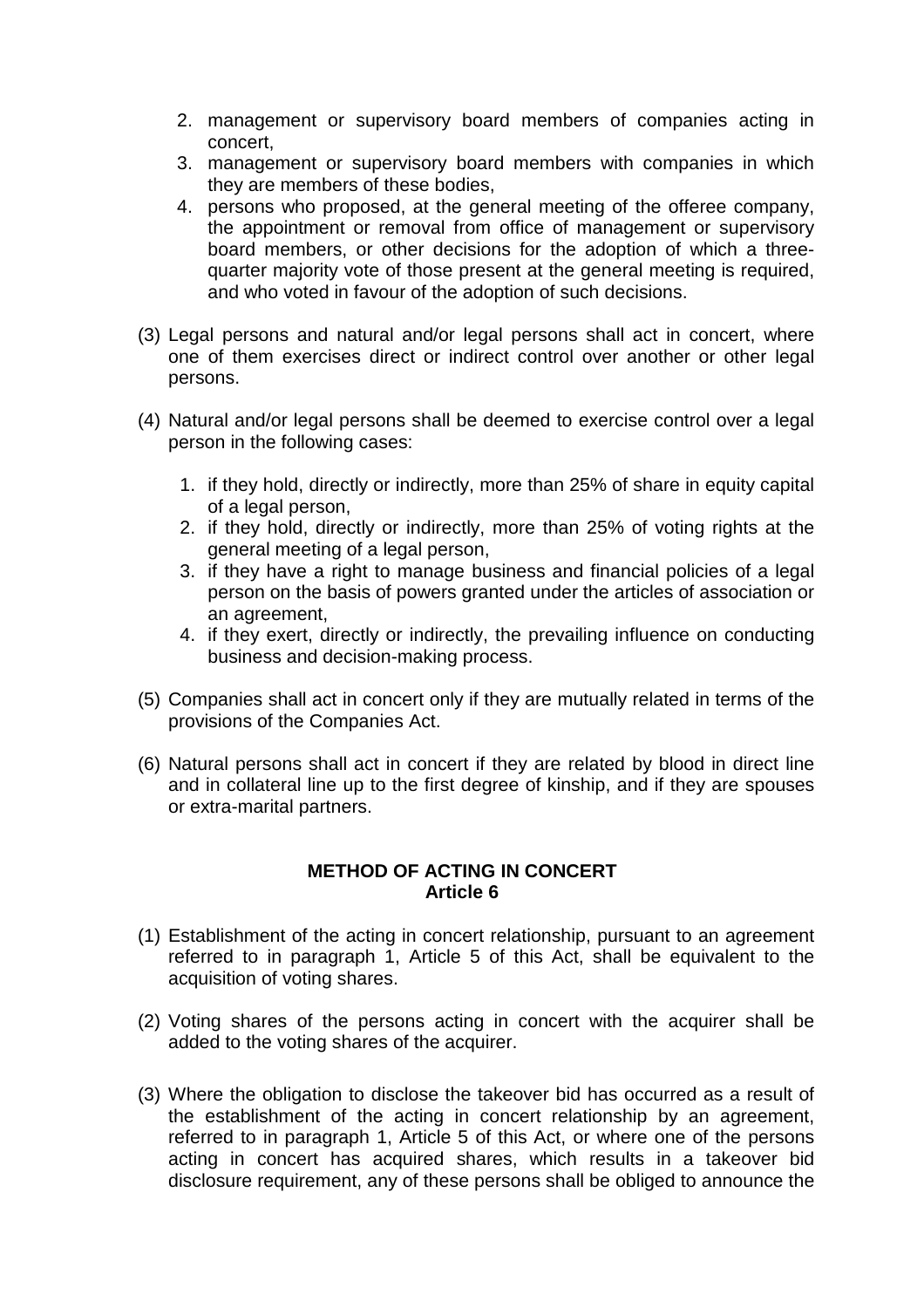2. management or supervisory board members of companies acting in concert,
3. management or supervisory board members with companies in which they are members of these bodies,
4. persons who proposed, at the general meeting of the offeree company, the appointment or removal from office of management or supervisory board members, or other decisions for the adoption of which a three-quarter majority vote of those present at the general meeting is required, and who voted in favour of the adoption of such decisions.

(3) Legal persons and natural and/or legal persons shall act in concert, where one of them exercises direct or indirect control over another or other legal persons.

(4) Natural and/or legal persons shall be deemed to exercise control over a legal person in the following cases:

1. if they hold, directly or indirectly, more than 25% of share in equity capital of a legal person,
2. if they hold, directly or indirectly, more than 25% of voting rights at the general meeting of a legal person,
3. if they have a right to manage business and financial policies of a legal person on the basis of powers granted under the articles of association or an agreement,
4. if they exert, directly or indirectly, the prevailing influence on conducting business and decision-making process.

(5) Companies shall act in concert only if they are mutually related in terms of the provisions of the Companies Act.

(6) Natural persons shall act in concert if they are related by blood in direct line and in collateral line up to the first degree of kinship, and if they are spouses or extra-marital partners.

**METHOD OF ACTING IN CONCERT**
**Article 6**

(1) Establishment of the acting in concert relationship, pursuant to an agreement referred to in paragraph 1, Article 5 of this Act, shall be equivalent to the acquisition of voting shares.

(2) Voting shares of the persons acting in concert with the acquirer shall be added to the voting shares of the acquirer.

(3) Where the obligation to disclose the takeover bid has occurred as a result of the establishment of the acting in concert relationship by an agreement, referred to in paragraph 1, Article 5 of this Act, or where one of the persons acting in concert has acquired shares, which results in a takeover bid disclosure requirement, any of these persons shall be obliged to announce the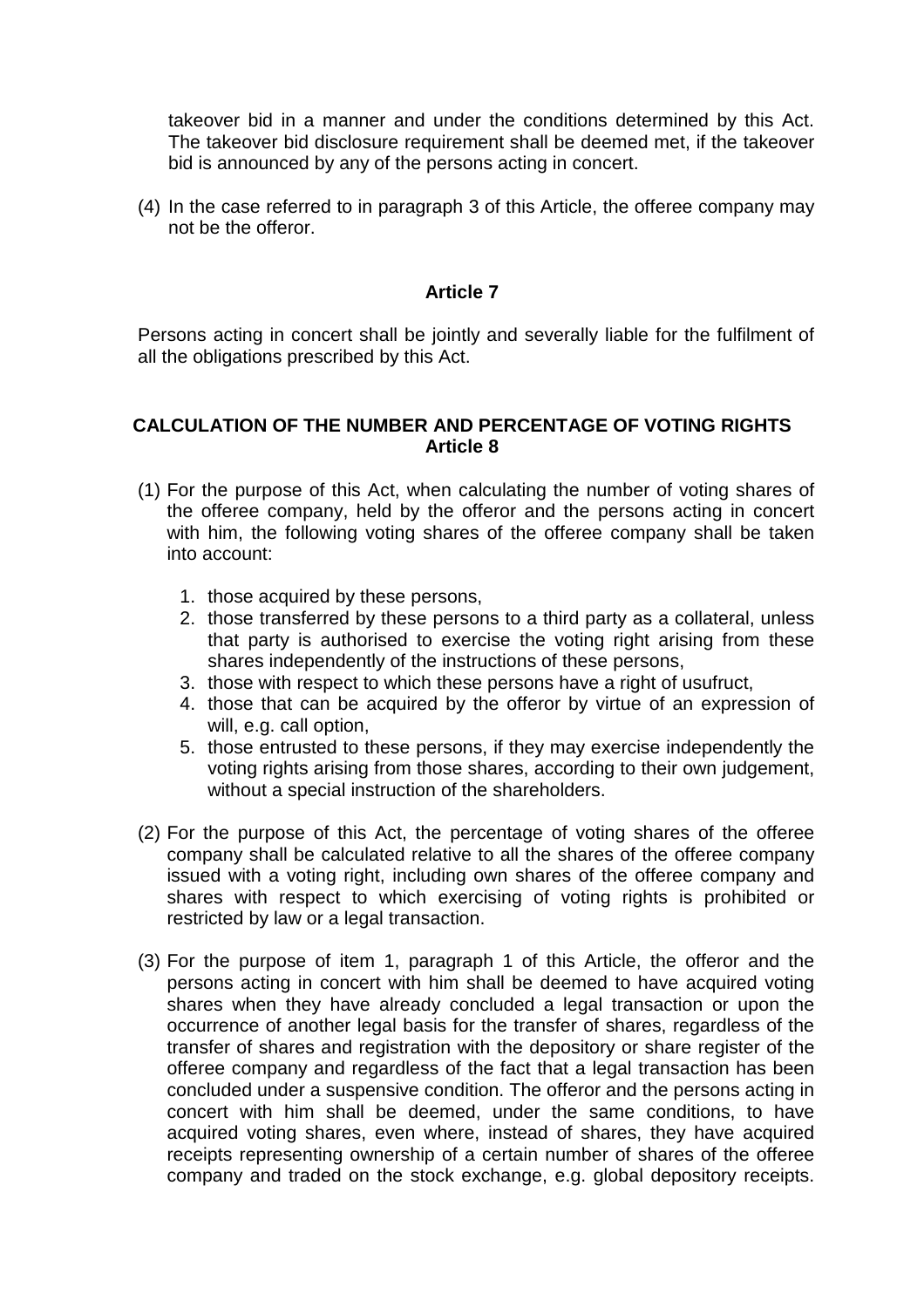takeover bid in a manner and under the conditions determined by this Act. The takeover bid disclosure requirement shall be deemed met, if the takeover bid is announced by any of the persons acting in concert.

(4) In the case referred to in paragraph 3 of this Article, the offeree company may not be the offeror.

**Article 7**

Persons acting in concert shall be jointly and severally liable for the fulfilment of all the obligations prescribed by this Act.

**CALCULATION OF THE NUMBER AND PERCENTAGE OF VOTING RIGHTS**
**Article 8**

(1) For the purpose of this Act, when calculating the number of voting shares of the offeree company, held by the offeror and the persons acting in concert with him, the following voting shares of the offeree company shall be taken into account:

   1. those acquired by these persons,
   2. those transferred by these persons to a third party as a collateral, unless that party is authorised to exercise the voting right arising from these shares independently of the instructions of these persons,
   3. those with respect to which these persons have a right of usufruct,
   4. those that can be acquired by the offeror by virtue of an expression of will, e.g. call option,
   5. those entrusted to these persons, if they may exercise independently the voting rights arising from those shares, according to their own judgement, without a special instruction of the shareholders.

(2) For the purpose of this Act, the percentage of voting shares of the offeree company shall be calculated relative to all the shares of the offeree company issued with a voting right, including own shares of the offeree company and shares with respect to which exercising of voting rights is prohibited or restricted by law or a legal transaction.

(3) For the purpose of item 1, paragraph 1 of this Article, the offeror and the persons acting in concert with him shall be deemed to have acquired voting shares when they have already concluded a legal transaction or upon the occurrence of another legal basis for the transfer of shares, regardless of the transfer of shares and registration with the depository or share register of the offeree company and regardless of the fact that a legal transaction has been concluded under a suspensive condition. The offeror and the persons acting in concert with him shall be deemed, under the same conditions, to have acquired voting shares, even where, instead of shares, they have acquired receipts representing ownership of a certain number of shares of the offeree company and traded on the stock exchange, e.g. global depository receipts.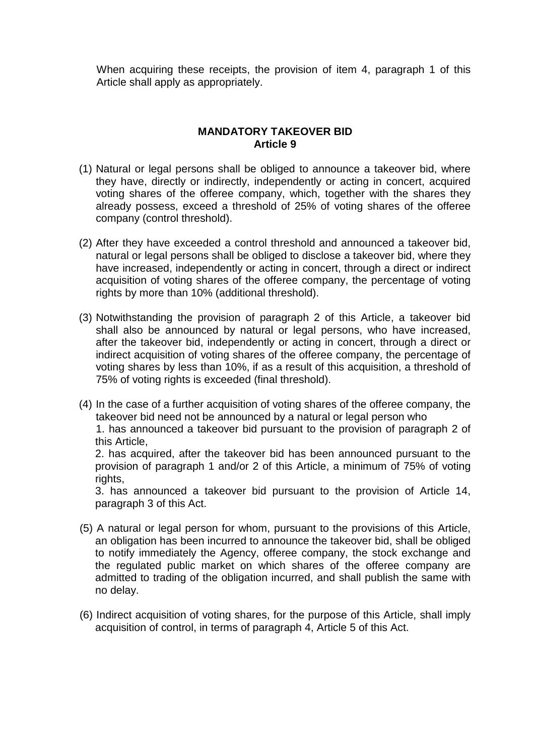When acquiring these receipts, the provision of item 4, paragraph 1 of this Article shall apply as appropriately.

## MANDATORY TAKEOVER BID
## Article 9

(1) Natural or legal persons shall be obliged to announce a takeover bid, where they have, directly or indirectly, independently or acting in concert, acquired voting shares of the offeree company, which, together with the shares they already possess, exceed a threshold of 25% of voting shares of the offeree company (control threshold).

(2) After they have exceeded a control threshold and announced a takeover bid, natural or legal persons shall be obliged to disclose a takeover bid, where they have increased, independently or acting in concert, through a direct or indirect acquisition of voting shares of the offeree company, the percentage of voting rights by more than 10% (additional threshold).

(3) Notwithstanding the provision of paragraph 2 of this Article, a takeover bid shall also be announced by natural or legal persons, who have increased, after the takeover bid, independently or acting in concert, through a direct or indirect acquisition of voting shares of the offeree company, the percentage of voting shares by less than 10%, if as a result of this acquisition, a threshold of 75% of voting rights is exceeded (final threshold).

(4) In the case of a further acquisition of voting shares of the offeree company, the takeover bid need not be announced by a natural or legal person who
1. has announced a takeover bid pursuant to the provision of paragraph 2 of this Article,
2. has acquired, after the takeover bid has been announced pursuant to the provision of paragraph 1 and/or 2 of this Article, a minimum of 75% of voting rights,
3. has announced a takeover bid pursuant to the provision of Article 14, paragraph 3 of this Act.

(5) A natural or legal person for whom, pursuant to the provisions of this Article, an obligation has been incurred to announce the takeover bid, shall be obliged to notify immediately the Agency, offeree company, the stock exchange and the regulated public market on which shares of the offeree company are admitted to trading of the obligation incurred, and shall publish the same with no delay.

(6) Indirect acquisition of voting shares, for the purpose of this Article, shall imply acquisition of control, in terms of paragraph 4, Article 5 of this Act.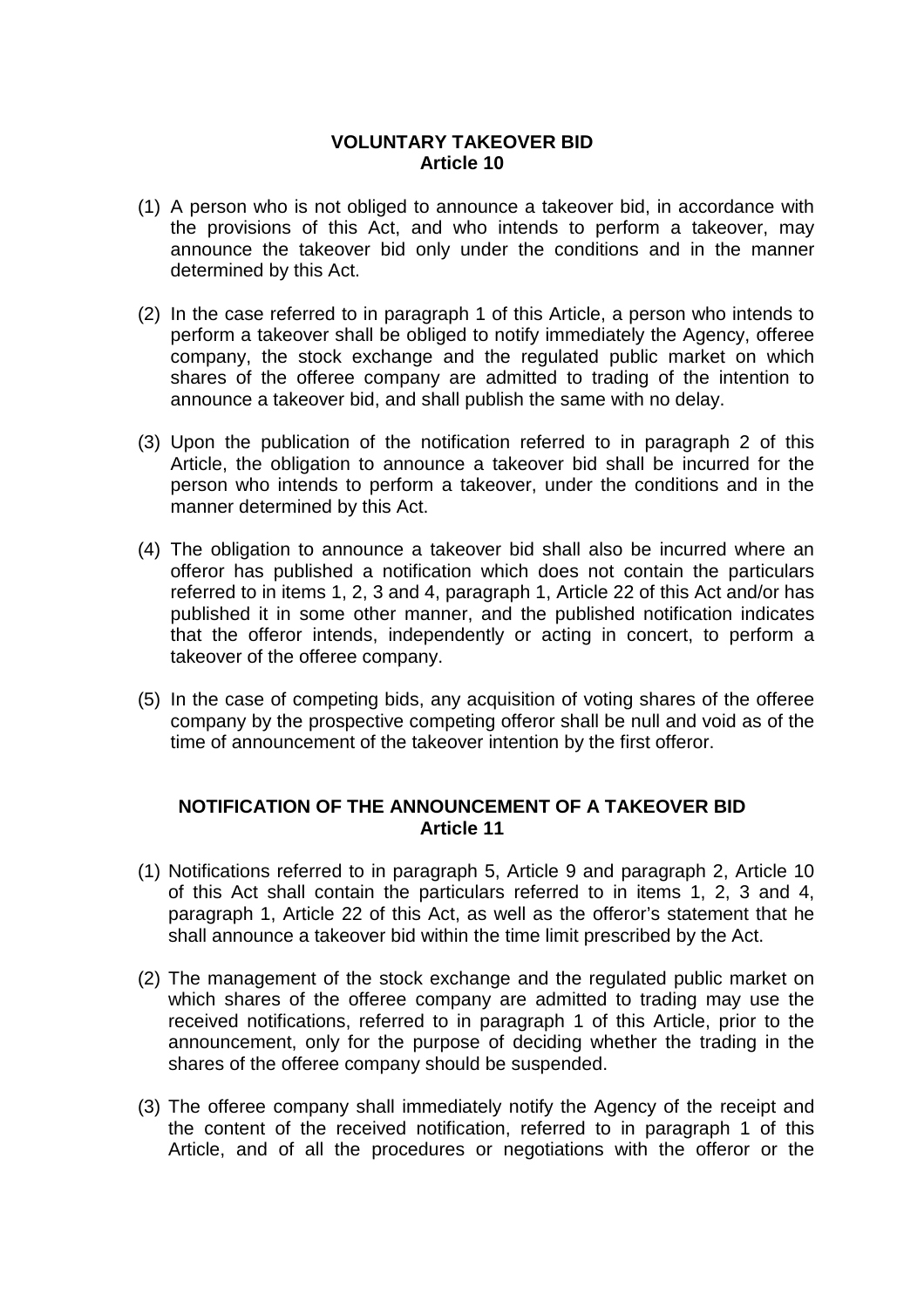**VOLUNTARY TAKEOVER BID**
**Article 10**

(1) A person who is not obliged to announce a takeover bid, in accordance with the provisions of this Act, and who intends to perform a takeover, may announce the takeover bid only under the conditions and in the manner determined by this Act.

(2) In the case referred to in paragraph 1 of this Article, a person who intends to perform a takeover shall be obliged to notify immediately the Agency, offeree company, the stock exchange and the regulated public market on which shares of the offeree company are admitted to trading of the intention to announce a takeover bid, and shall publish the same with no delay.

(3) Upon the publication of the notification referred to in paragraph 2 of this Article, the obligation to announce a takeover bid shall be incurred for the person who intends to perform a takeover, under the conditions and in the manner determined by this Act.

(4) The obligation to announce a takeover bid shall also be incurred where an offeror has published a notification which does not contain the particulars referred to in items 1, 2, 3 and 4, paragraph 1, Article 22 of this Act and/or has published it in some other manner, and the published notification indicates that the offeror intends, independently or acting in concert, to perform a takeover of the offeree company.

(5) In the case of competing bids, any acquisition of voting shares of the offeree company by the prospective competing offeror shall be null and void as of the time of announcement of the takeover intention by the first offeror.

**NOTIFICATION OF THE ANNOUNCEMENT OF A TAKEOVER BID**
**Article 11**

(1) Notifications referred to in paragraph 5, Article 9 and paragraph 2, Article 10 of this Act shall contain the particulars referred to in items 1, 2, 3 and 4, paragraph 1, Article 22 of this Act, as well as the offeror's statement that he shall announce a takeover bid within the time limit prescribed by the Act.

(2) The management of the stock exchange and the regulated public market on which shares of the offeree company are admitted to trading may use the received notifications, referred to in paragraph 1 of this Article, prior to the announcement, only for the purpose of deciding whether the trading in the shares of the offeree company should be suspended.

(3) The offeree company shall immediately notify the Agency of the receipt and the content of the received notification, referred to in paragraph 1 of this Article, and of all the procedures or negotiations with the offeror or the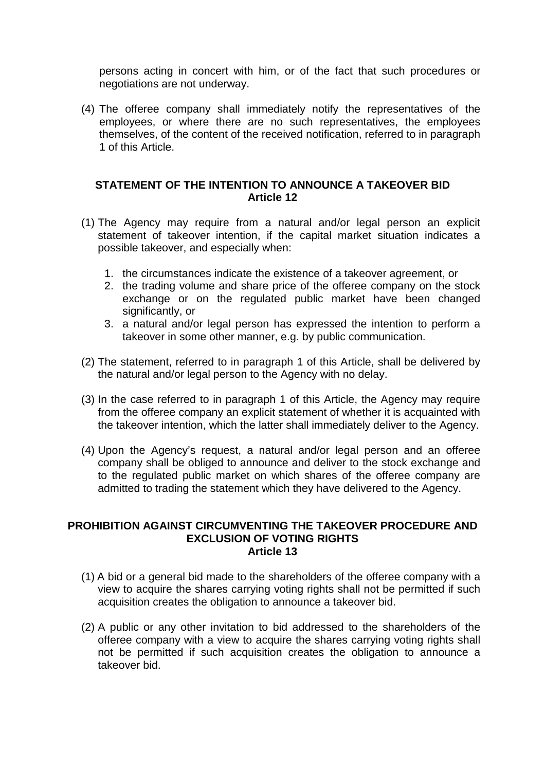persons acting in concert with him, or of the fact that such procedures or negotiations are not underway.

(4) The offeree company shall immediately notify the representatives of the employees, or where there are no such representatives, the employees themselves, of the content of the received notification, referred to in paragraph 1 of this Article.

## STATEMENT OF THE INTENTION TO ANNOUNCE A TAKEOVER BID
## Article 12

(1) The Agency may require from a natural and/or legal person an explicit statement of takeover intention, if the capital market situation indicates a possible takeover, and especially when:

1. the circumstances indicate the existence of a takeover agreement, or
2. the trading volume and share price of the offeree company on the stock exchange or on the regulated public market have been changed significantly, or
3. a natural and/or legal person has expressed the intention to perform a takeover in some other manner, e.g. by public communication.

(2) The statement, referred to in paragraph 1 of this Article, shall be delivered by the natural and/or legal person to the Agency with no delay.

(3) In the case referred to in paragraph 1 of this Article, the Agency may require from the offeree company an explicit statement of whether it is acquainted with the takeover intention, which the latter shall immediately deliver to the Agency.

(4) Upon the Agency's request, a natural and/or legal person and an offeree company shall be obliged to announce and deliver to the stock exchange and to the regulated public market on which shares of the offeree company are admitted to trading the statement which they have delivered to the Agency.

## PROHIBITION AGAINST CIRCUMVENTING THE TAKEOVER PROCEDURE AND EXCLUSION OF VOTING RIGHTS
## Article 13

(1) A bid or a general bid made to the shareholders of the offeree company with a view to acquire the shares carrying voting rights shall not be permitted if such acquisition creates the obligation to announce a takeover bid.

(2) A public or any other invitation to bid addressed to the shareholders of the offeree company with a view to acquire the shares carrying voting rights shall not be permitted if such acquisition creates the obligation to announce a takeover bid.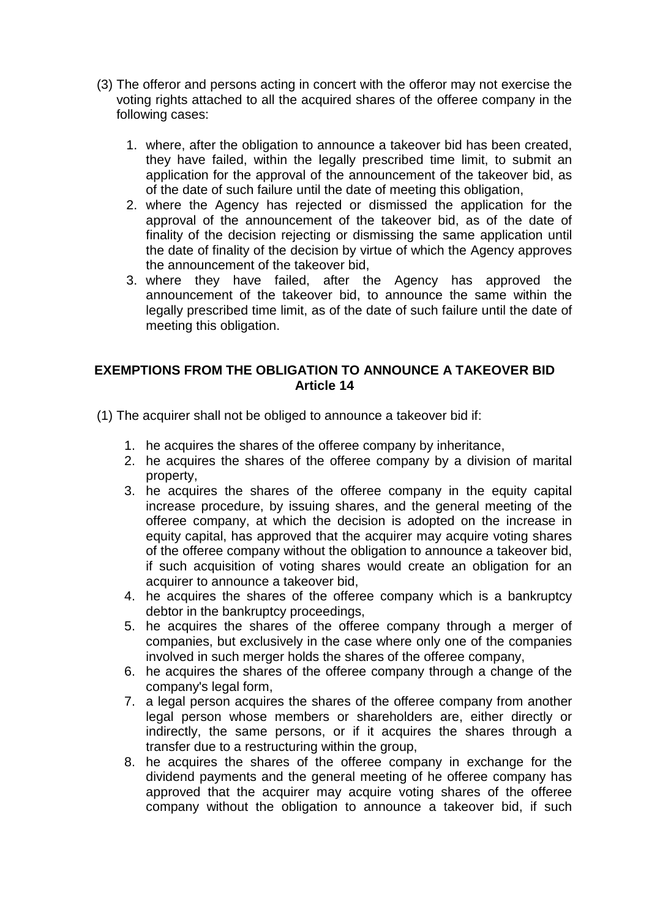(3) The offeror and persons acting in concert with the offeror may not exercise the voting rights attached to all the acquired shares of the offeree company in the following cases:

1. where, after the obligation to announce a takeover bid has been created, they have failed, within the legally prescribed time limit, to submit an application for the approval of the announcement of the takeover bid, as of the date of such failure until the date of meeting this obligation,
2. where the Agency has rejected or dismissed the application for the approval of the announcement of the takeover bid, as of the date of finality of the decision rejecting or dismissing the same application until the date of finality of the decision by virtue of which the Agency approves the announcement of the takeover bid,
3. where they have failed, after the Agency has approved the announcement of the takeover bid, to announce the same within the legally prescribed time limit, as of the date of such failure until the date of meeting this obligation.

**EXEMPTIONS FROM THE OBLIGATION TO ANNOUNCE A TAKEOVER BID**
**Article 14**

(1) The acquirer shall not be obliged to announce a takeover bid if:

1. he acquires the shares of the offeree company by inheritance,
2. he acquires the shares of the offeree company by a division of marital property,
3. he acquires the shares of the offeree company in the equity capital increase procedure, by issuing shares, and the general meeting of the offeree company, at which the decision is adopted on the increase in equity capital, has approved that the acquirer may acquire voting shares of the offeree company without the obligation to announce a takeover bid, if such acquisition of voting shares would create an obligation for an acquirer to announce a takeover bid,
4. he acquires the shares of the offeree company which is a bankruptcy debtor in the bankruptcy proceedings,
5. he acquires the shares of the offeree company through a merger of companies, but exclusively in the case where only one of the companies involved in such merger holds the shares of the offeree company,
6. he acquires the shares of the offeree company through a change of the company's legal form,
7. a legal person acquires the shares of the offeree company from another legal person whose members or shareholders are, either directly or indirectly, the same persons, or if it acquires the shares through a transfer due to a restructuring within the group,
8. he acquires the shares of the offeree company in exchange for the dividend payments and the general meeting of he offeree company has approved that the acquirer may acquire voting shares of the offeree company without the obligation to announce a takeover bid, if such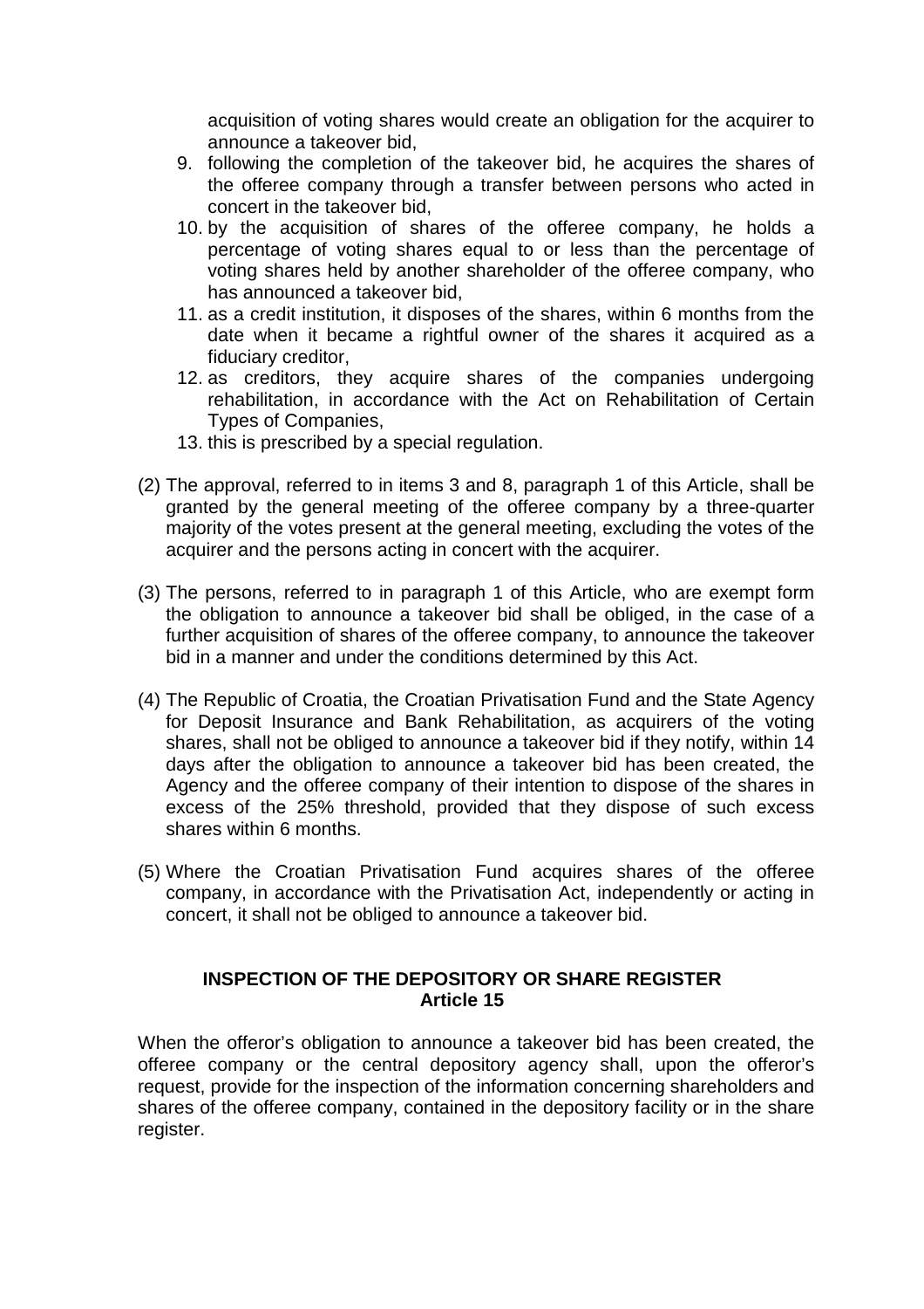acquisition of voting shares would create an obligation for the acquirer to announce a takeover bid,

9. following the completion of the takeover bid, he acquires the shares of the offeree company through a transfer between persons who acted in concert in the takeover bid,
10. by the acquisition of shares of the offeree company, he holds a percentage of voting shares equal to or less than the percentage of voting shares held by another shareholder of the offeree company, who has announced a takeover bid,
11. as a credit institution, it disposes of the shares, within 6 months from the date when it became a rightful owner of the shares it acquired as a fiduciary creditor,
12. as creditors, they acquire shares of the companies undergoing rehabilitation, in accordance with the Act on Rehabilitation of Certain Types of Companies,
13. this is prescribed by a special regulation.

(2) The approval, referred to in items 3 and 8, paragraph 1 of this Article, shall be granted by the general meeting of the offeree company by a three-quarter majority of the votes present at the general meeting, excluding the votes of the acquirer and the persons acting in concert with the acquirer.

(3) The persons, referred to in paragraph 1 of this Article, who are exempt form the obligation to announce a takeover bid shall be obliged, in the case of a further acquisition of shares of the offeree company, to announce the takeover bid in a manner and under the conditions determined by this Act.

(4) The Republic of Croatia, the Croatian Privatisation Fund and the State Agency for Deposit Insurance and Bank Rehabilitation, as acquirers of the voting shares, shall not be obliged to announce a takeover bid if they notify, within 14 days after the obligation to announce a takeover bid has been created, the Agency and the offeree company of their intention to dispose of the shares in excess of the 25% threshold, provided that they dispose of such excess shares within 6 months.

(5) Where the Croatian Privatisation Fund acquires shares of the offeree company, in accordance with the Privatisation Act, independently or acting in concert, it shall not be obliged to announce a takeover bid.

**INSPECTION OF THE DEPOSITORY OR SHARE REGISTER**
**Article 15**

When the offeror's obligation to announce a takeover bid has been created, the offeree company or the central depository agency shall, upon the offeror's request, provide for the inspection of the information concerning shareholders and shares of the offeree company, contained in the depository facility or in the share register.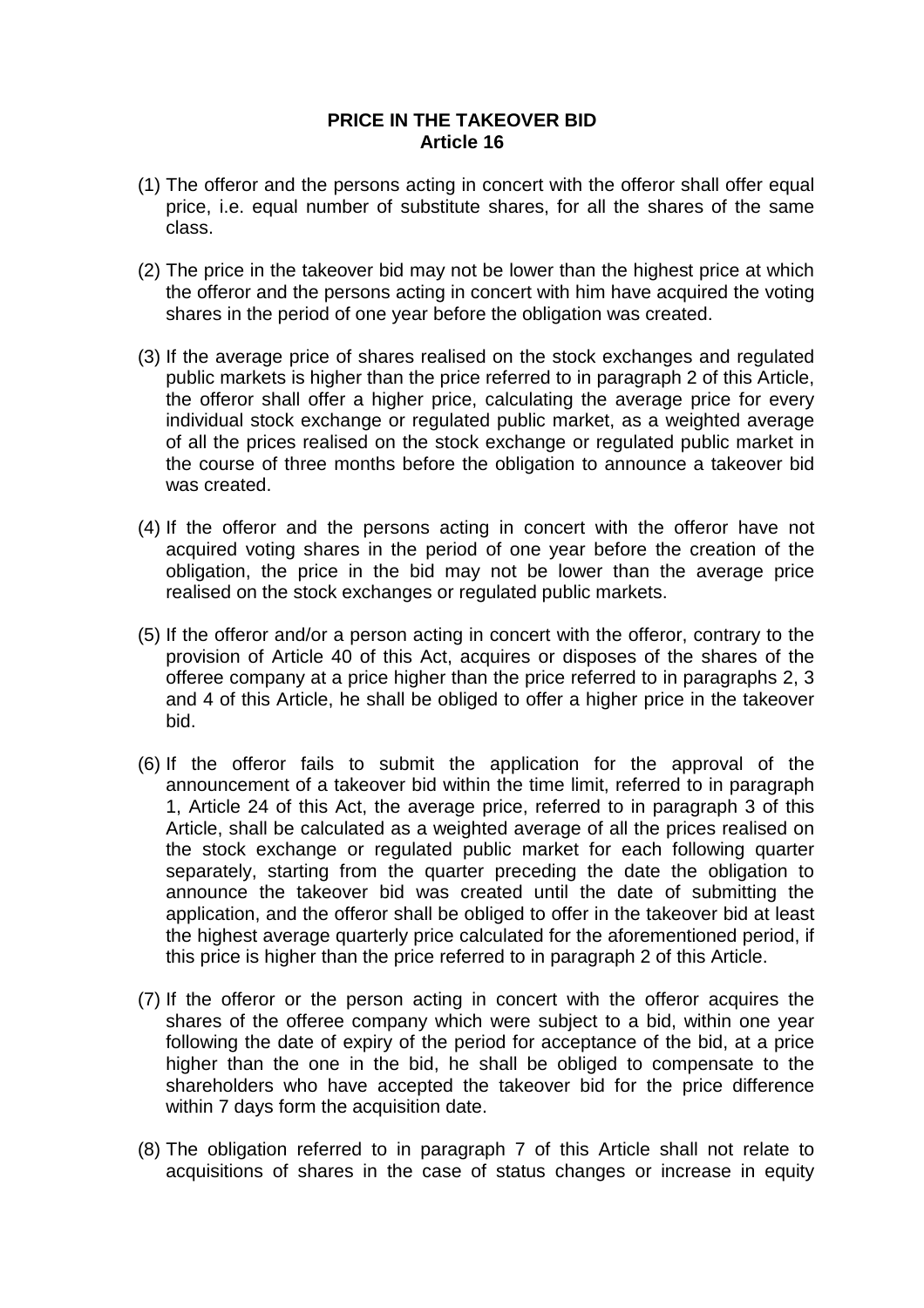**PRICE IN THE TAKEOVER BID**
**Article 16**

(1) The offeror and the persons acting in concert with the offeror shall offer equal price, i.e. equal number of substitute shares, for all the shares of the same class.

(2) The price in the takeover bid may not be lower than the highest price at which the offeror and the persons acting in concert with him have acquired the voting shares in the period of one year before the obligation was created.

(3) If the average price of shares realised on the stock exchanges and regulated public markets is higher than the price referred to in paragraph 2 of this Article, the offeror shall offer a higher price, calculating the average price for every individual stock exchange or regulated public market, as a weighted average of all the prices realised on the stock exchange or regulated public market in the course of three months before the obligation to announce a takeover bid was created.

(4) If the offeror and the persons acting in concert with the offeror have not acquired voting shares in the period of one year before the creation of the obligation, the price in the bid may not be lower than the average price realised on the stock exchanges or regulated public markets.

(5) If the offeror and/or a person acting in concert with the offeror, contrary to the provision of Article 40 of this Act, acquires or disposes of the shares of the offeree company at a price higher than the price referred to in paragraphs 2, 3 and 4 of this Article, he shall be obliged to offer a higher price in the takeover bid.

(6) If the offeror fails to submit the application for the approval of the announcement of a takeover bid within the time limit, referred to in paragraph 1, Article 24 of this Act, the average price, referred to in paragraph 3 of this Article, shall be calculated as a weighted average of all the prices realised on the stock exchange or regulated public market for each following quarter separately, starting from the quarter preceding the date the obligation to announce the takeover bid was created until the date of submitting the application, and the offeror shall be obliged to offer in the takeover bid at least the highest average quarterly price calculated for the aforementioned period, if this price is higher than the price referred to in paragraph 2 of this Article.

(7) If the offeror or the person acting in concert with the offeror acquires the shares of the offeree company which were subject to a bid, within one year following the date of expiry of the period for acceptance of the bid, at a price higher than the one in the bid, he shall be obliged to compensate to the shareholders who have accepted the takeover bid for the price difference within 7 days form the acquisition date.

(8) The obligation referred to in paragraph 7 of this Article shall not relate to acquisitions of shares in the case of status changes or increase in equity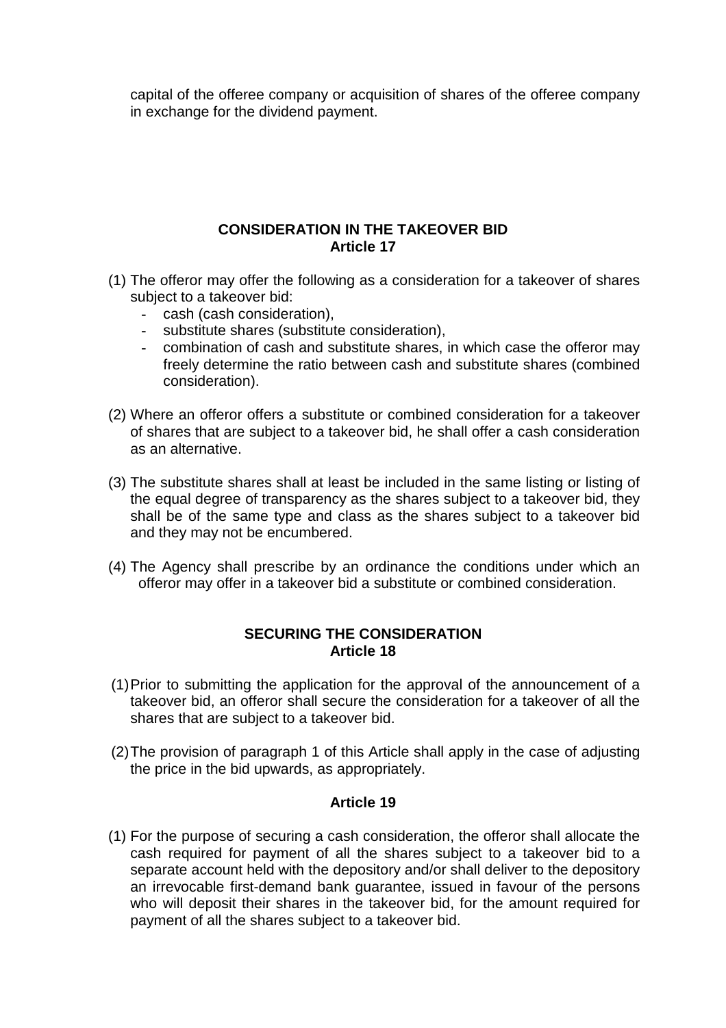capital of the offeree company or acquisition of shares of the offeree company in exchange for the dividend payment.

## CONSIDERATION IN THE TAKEOVER BID
### Article 17

(1) The offeror may offer the following as a consideration for a takeover of shares subject to a takeover bid:
   - cash (cash consideration),
   - substitute shares (substitute consideration),
   - combination of cash and substitute shares, in which case the offeror may freely determine the ratio between cash and substitute shares (combined consideration).

(2) Where an offeror offers a substitute or combined consideration for a takeover of shares that are subject to a takeover bid, he shall offer a cash consideration as an alternative.

(3) The substitute shares shall at least be included in the same listing or listing of the equal degree of transparency as the shares subject to a takeover bid, they shall be of the same type and class as the shares subject to a takeover bid and they may not be encumbered.

(4) The Agency shall prescribe by an ordinance the conditions under which an offeror may offer in a takeover bid a substitute or combined consideration.

## SECURING THE CONSIDERATION
### Article 18

(1) Prior to submitting the application for the approval of the announcement of a takeover bid, an offeror shall secure the consideration for a takeover of all the shares that are subject to a takeover bid.

(2) The provision of paragraph 1 of this Article shall apply in the case of adjusting the price in the bid upwards, as appropriately.

### Article 19

(1) For the purpose of securing a cash consideration, the offeror shall allocate the cash required for payment of all the shares subject to a takeover bid to a separate account held with the depository and/or shall deliver to the depository an irrevocable first-demand bank guarantee, issued in favour of the persons who will deposit their shares in the takeover bid, for the amount required for payment of all the shares subject to a takeover bid.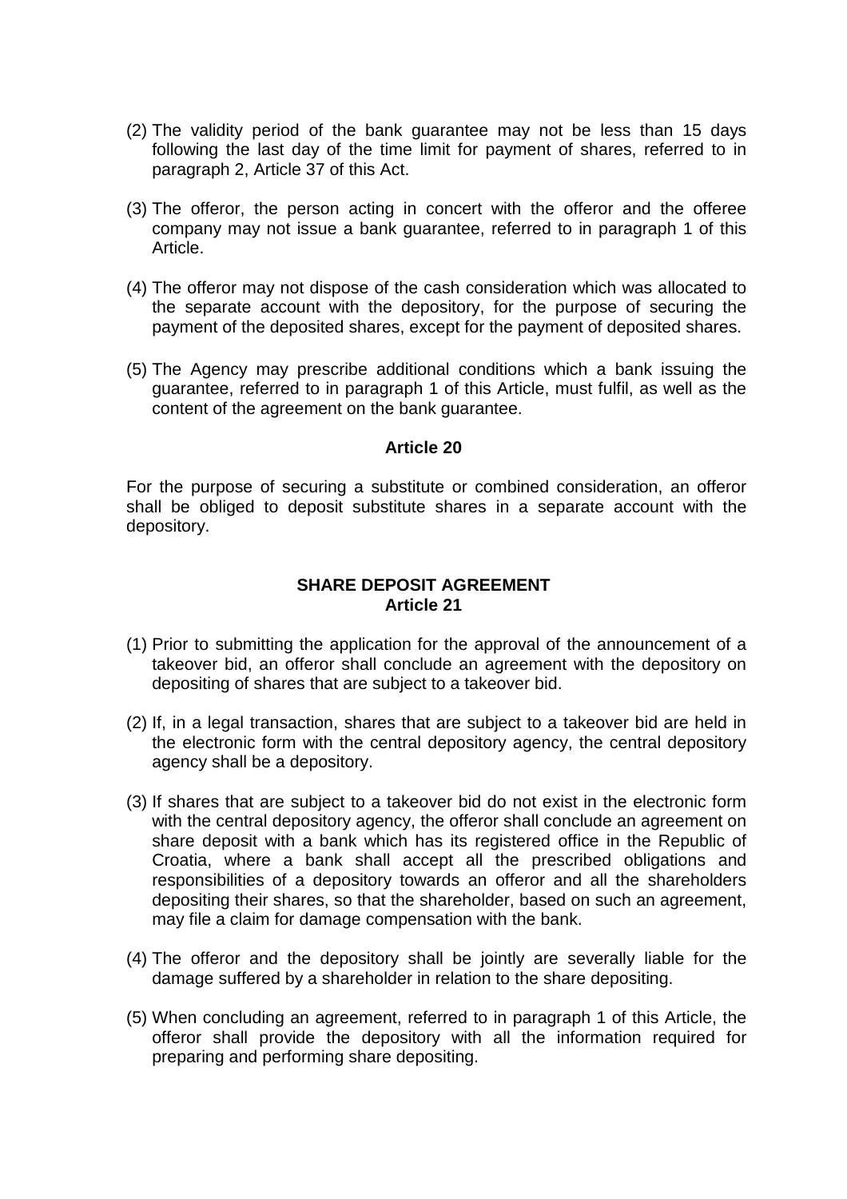(2) The validity period of the bank guarantee may not be less than 15 days following the last day of the time limit for payment of shares, referred to in paragraph 2, Article 37 of this Act.

(3) The offeror, the person acting in concert with the offeror and the offeree company may not issue a bank guarantee, referred to in paragraph 1 of this Article.

(4) The offeror may not dispose of the cash consideration which was allocated to the separate account with the depository, for the purpose of securing the payment of the deposited shares, except for the payment of deposited shares.

(5) The Agency may prescribe additional conditions which a bank issuing the guarantee, referred to in paragraph 1 of this Article, must fulfil, as well as the content of the agreement on the bank guarantee.

**Article 20**

For the purpose of securing a substitute or combined consideration, an offeror shall be obliged to deposit substitute shares in a separate account with the depository.

**SHARE DEPOSIT AGREEMENT**
**Article 21**

(1) Prior to submitting the application for the approval of the announcement of a takeover bid, an offeror shall conclude an agreement with the depository on depositing of shares that are subject to a takeover bid.

(2) If, in a legal transaction, shares that are subject to a takeover bid are held in the electronic form with the central depository agency, the central depository agency shall be a depository.

(3) If shares that are subject to a takeover bid do not exist in the electronic form with the central depository agency, the offeror shall conclude an agreement on share deposit with a bank which has its registered office in the Republic of Croatia, where a bank shall accept all the prescribed obligations and responsibilities of a depository towards an offeror and all the shareholders depositing their shares, so that the shareholder, based on such an agreement, may file a claim for damage compensation with the bank.

(4) The offeror and the depository shall be jointly are severally liable for the damage suffered by a shareholder in relation to the share depositing.

(5) When concluding an agreement, referred to in paragraph 1 of this Article, the offeror shall provide the depository with all the information required for preparing and performing share depositing.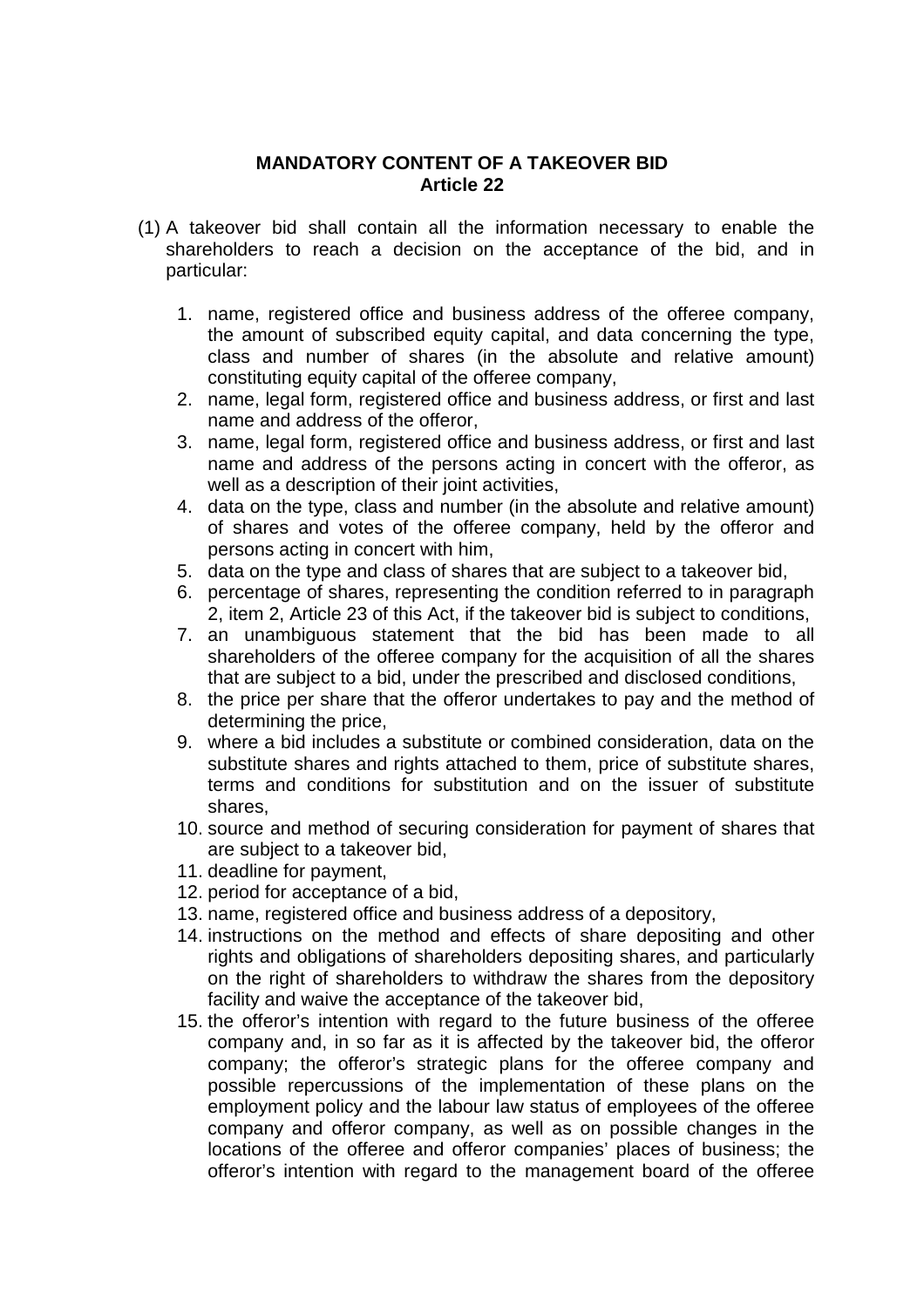## MANDATORY CONTENT OF A TAKEOVER BID
## Article 22

(1) A takeover bid shall contain all the information necessary to enable the shareholders to reach a decision on the acceptance of the bid, and in particular:

1. name, registered office and business address of the offeree company, the amount of subscribed equity capital, and data concerning the type, class and number of shares (in the absolute and relative amount) constituting equity capital of the offeree company,
2. name, legal form, registered office and business address, or first and last name and address of the offeror,
3. name, legal form, registered office and business address, or first and last name and address of the persons acting in concert with the offeror, as well as a description of their joint activities,
4. data on the type, class and number (in the absolute and relative amount) of shares and votes of the offeree company, held by the offeror and persons acting in concert with him,
5. data on the type and class of shares that are subject to a takeover bid,
6. percentage of shares, representing the condition referred to in paragraph 2, item 2, Article 23 of this Act, if the takeover bid is subject to conditions,
7. an unambiguous statement that the bid has been made to all shareholders of the offeree company for the acquisition of all the shares that are subject to a bid, under the prescribed and disclosed conditions,
8. the price per share that the offeror undertakes to pay and the method of determining the price,
9. where a bid includes a substitute or combined consideration, data on the substitute shares and rights attached to them, price of substitute shares, terms and conditions for substitution and on the issuer of substitute shares,
10. source and method of securing consideration for payment of shares that are subject to a takeover bid,
11. deadline for payment,
12. period for acceptance of a bid,
13. name, registered office and business address of a depository,
14. instructions on the method and effects of share depositing and other rights and obligations of shareholders depositing shares, and particularly on the right of shareholders to withdraw the shares from the depository facility and waive the acceptance of the takeover bid,
15. the offeror's intention with regard to the future business of the offeree company and, in so far as it is affected by the takeover bid, the offeror company; the offeror's strategic plans for the offeree company and possible repercussions of the implementation of these plans on the employment policy and the labour law status of employees of the offeree company and offeror company, as well as on possible changes in the locations of the offeree and offeror companies' places of business; the offeror's intention with regard to the management board of the offeree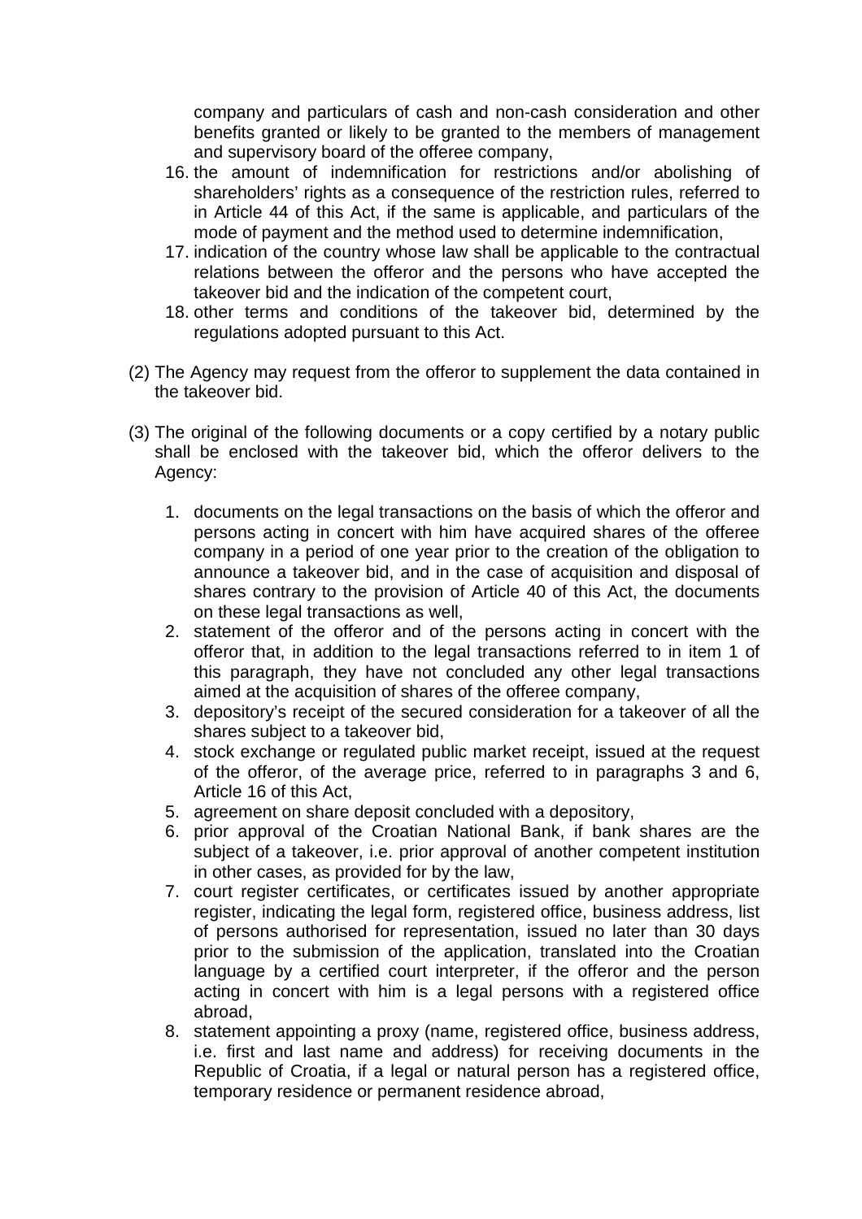company and particulars of cash and non-cash consideration and other benefits granted or likely to be granted to the members of management and supervisory board of the offeree company,

16. the amount of indemnification for restrictions and/or abolishing of shareholders' rights as a consequence of the restriction rules, referred to in Article 44 of this Act, if the same is applicable, and particulars of the mode of payment and the method used to determine indemnification,
17. indication of the country whose law shall be applicable to the contractual relations between the offeror and the persons who have accepted the takeover bid and the indication of the competent court,
18. other terms and conditions of the takeover bid, determined by the regulations adopted pursuant to this Act.

(2) The Agency may request from the offeror to supplement the data contained in the takeover bid.

(3) The original of the following documents or a copy certified by a notary public shall be enclosed with the takeover bid, which the offeror delivers to the Agency:

1. documents on the legal transactions on the basis of which the offeror and persons acting in concert with him have acquired shares of the offeree company in a period of one year prior to the creation of the obligation to announce a takeover bid, and in the case of acquisition and disposal of shares contrary to the provision of Article 40 of this Act, the documents on these legal transactions as well,
2. statement of the offeror and of the persons acting in concert with the offeror that, in addition to the legal transactions referred to in item 1 of this paragraph, they have not concluded any other legal transactions aimed at the acquisition of shares of the offeree company,
3. depository's receipt of the secured consideration for a takeover of all the shares subject to a takeover bid,
4. stock exchange or regulated public market receipt, issued at the request of the offeror, of the average price, referred to in paragraphs 3 and 6, Article 16 of this Act,
5. agreement on share deposit concluded with a depository,
6. prior approval of the Croatian National Bank, if bank shares are the subject of a takeover, i.e. prior approval of another competent institution in other cases, as provided for by the law,
7. court register certificates, or certificates issued by another appropriate register, indicating the legal form, registered office, business address, list of persons authorised for representation, issued no later than 30 days prior to the submission of the application, translated into the Croatian language by a certified court interpreter, if the offeror and the person acting in concert with him is a legal persons with a registered office abroad,
8. statement appointing a proxy (name, registered office, business address, i.e. first and last name and address) for receiving documents in the Republic of Croatia, if a legal or natural person has a registered office, temporary residence or permanent residence abroad,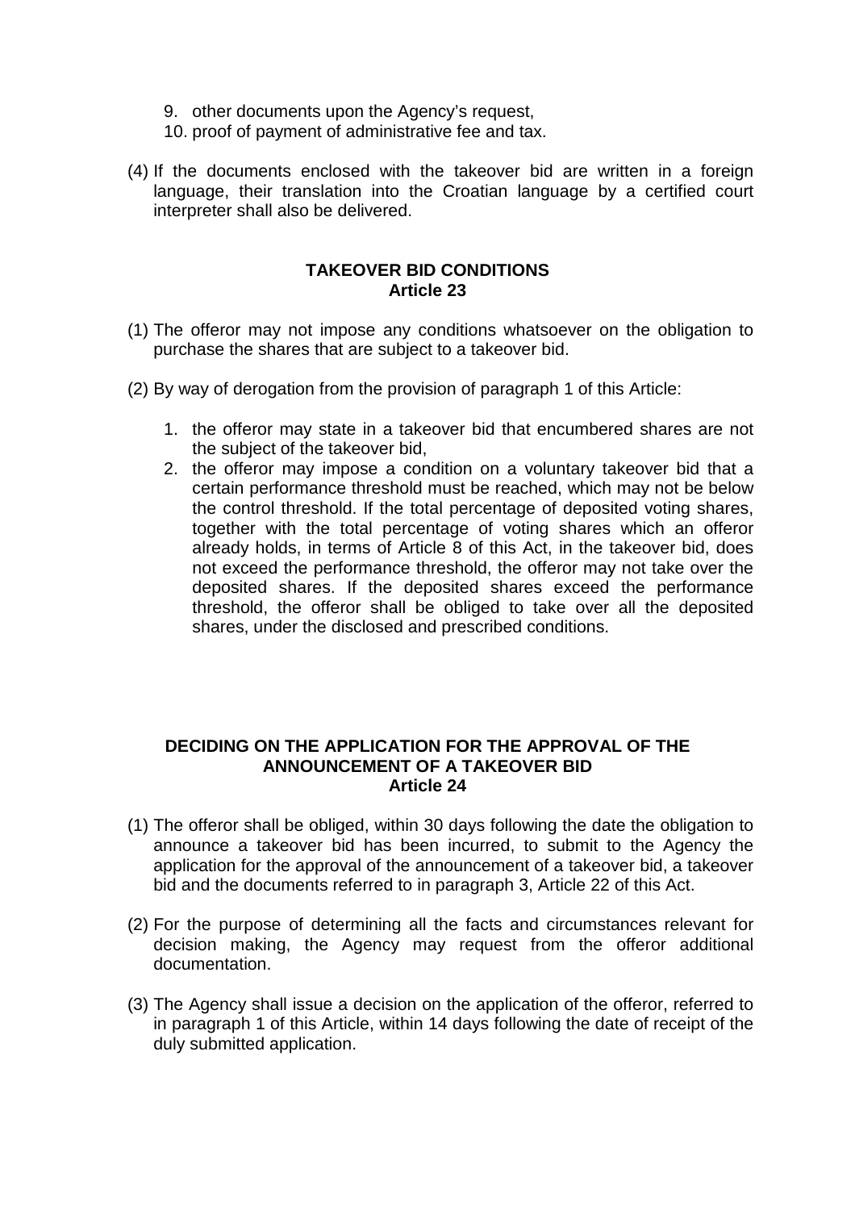9. other documents upon the Agency's request,
10. proof of payment of administrative fee and tax.

(4) If the documents enclosed with the takeover bid are written in a foreign language, their translation into the Croatian language by a certified court interpreter shall also be delivered.

## TAKEOVER BID CONDITIONS
## Article 23

(1) The offeror may not impose any conditions whatsoever on the obligation to purchase the shares that are subject to a takeover bid.

(2) By way of derogation from the provision of paragraph 1 of this Article:

1. the offeror may state in a takeover bid that encumbered shares are not the subject of the takeover bid,
2. the offeror may impose a condition on a voluntary takeover bid that a certain performance threshold must be reached, which may not be below the control threshold. If the total percentage of deposited voting shares, together with the total percentage of voting shares which an offeror already holds, in terms of Article 8 of this Act, in the takeover bid, does not exceed the performance threshold, the offeror may not take over the deposited shares. If the deposited shares exceed the performance threshold, the offeror shall be obliged to take over all the deposited shares, under the disclosed and prescribed conditions.

## DECIDING ON THE APPLICATION FOR THE APPROVAL OF THE ANNOUNCEMENT OF A TAKEOVER BID
## Article 24

(1) The offeror shall be obliged, within 30 days following the date the obligation to announce a takeover bid has been incurred, to submit to the Agency the application for the approval of the announcement of a takeover bid, a takeover bid and the documents referred to in paragraph 3, Article 22 of this Act.

(2) For the purpose of determining all the facts and circumstances relevant for decision making, the Agency may request from the offeror additional documentation.

(3) The Agency shall issue a decision on the application of the offeror, referred to in paragraph 1 of this Article, within 14 days following the date of receipt of the duly submitted application.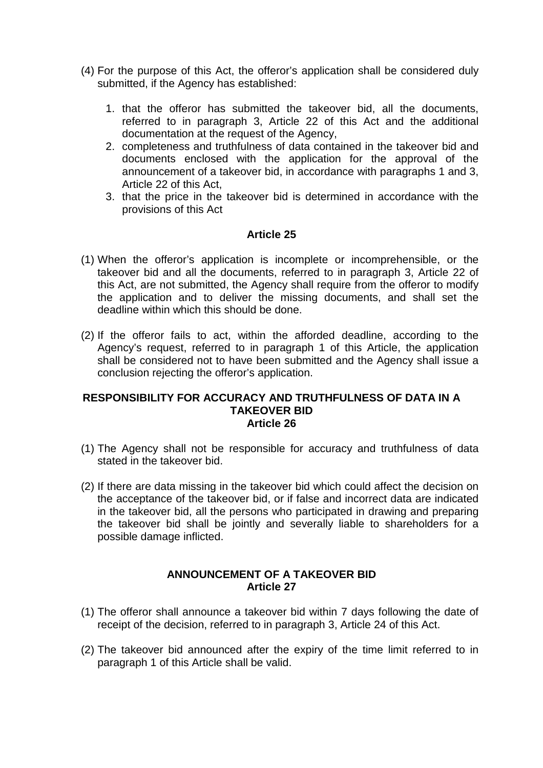(4) For the purpose of this Act, the offeror's application shall be considered duly submitted, if the Agency has established:

   1. that the offeror has submitted the takeover bid, all the documents, referred to in paragraph 3, Article 22 of this Act and the additional documentation at the request of the Agency,
   2. completeness and truthfulness of data contained in the takeover bid and documents enclosed with the application for the approval of the announcement of a takeover bid, in accordance with paragraphs 1 and 3, Article 22 of this Act,
   3. that the price in the takeover bid is determined in accordance with the provisions of this Act

**Article 25**

(1) When the offeror's application is incomplete or incomprehensible, or the takeover bid and all the documents, referred to in paragraph 3, Article 22 of this Act, are not submitted, the Agency shall require from the offeror to modify the application and to deliver the missing documents, and shall set the deadline within which this should be done.

(2) If the offeror fails to act, within the afforded deadline, according to the Agency's request, referred to in paragraph 1 of this Article, the application shall be considered not to have been submitted and the Agency shall issue a conclusion rejecting the offeror's application.

## RESPONSIBILITY FOR ACCURACY AND TRUTHFULNESS OF DATA IN A TAKEOVER BID

**Article 26**

(1) The Agency shall not be responsible for accuracy and truthfulness of data stated in the takeover bid.

(2) If there are data missing in the takeover bid which could affect the decision on the acceptance of the takeover bid, or if false and incorrect data are indicated in the takeover bid, all the persons who participated in drawing and preparing the takeover bid shall be jointly and severally liable to shareholders for a possible damage inflicted.

## ANNOUNCEMENT OF A TAKEOVER BID

**Article 27**

(1) The offeror shall announce a takeover bid within 7 days following the date of receipt of the decision, referred to in paragraph 3, Article 24 of this Act.

(2) The takeover bid announced after the expiry of the time limit referred to in paragraph 1 of this Article shall be valid.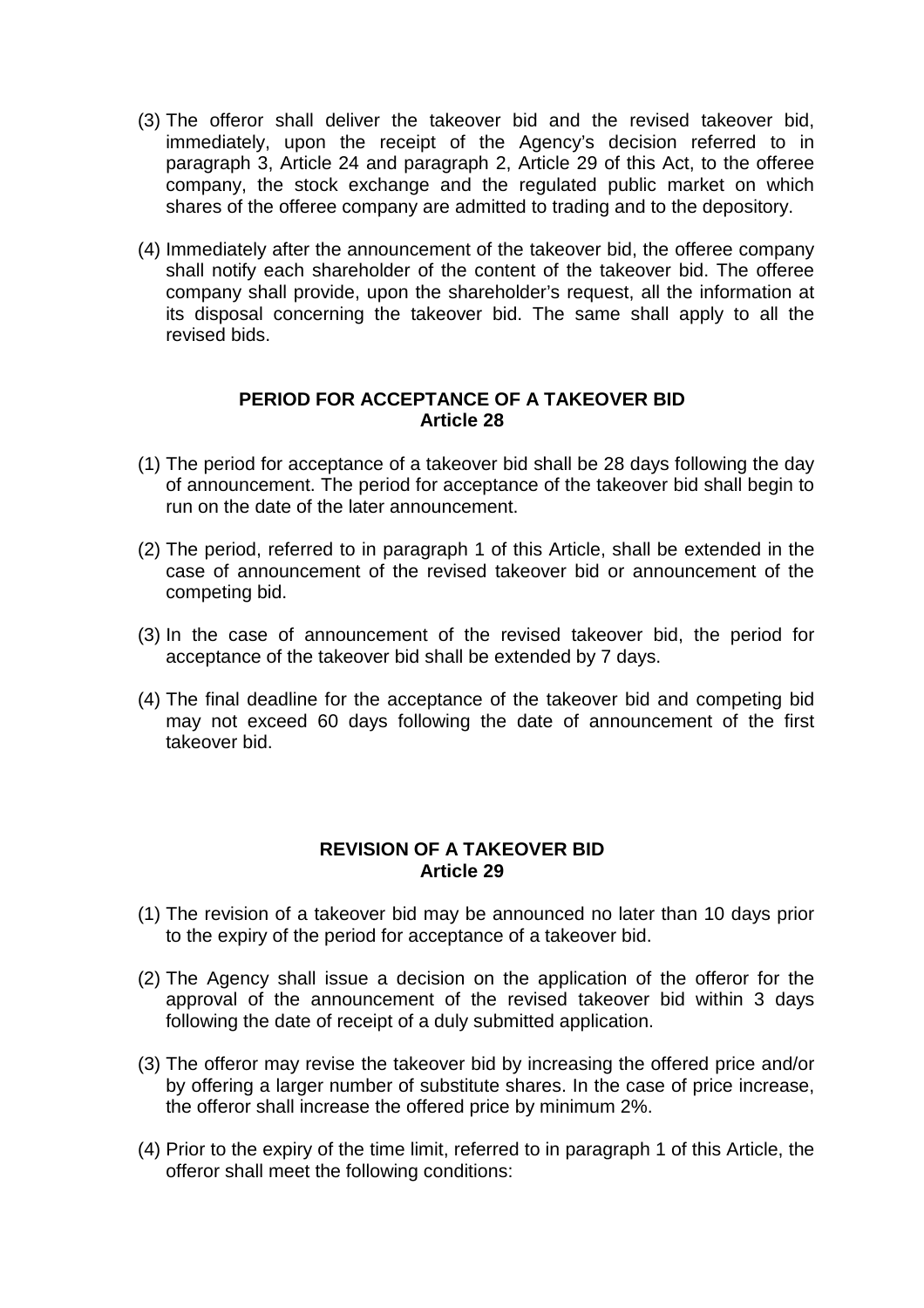(3) The offeror shall deliver the takeover bid and the revised takeover bid, immediately, upon the receipt of the Agency's decision referred to in paragraph 3, Article 24 and paragraph 2, Article 29 of this Act, to the offeree company, the stock exchange and the regulated public market on which shares of the offeree company are admitted to trading and to the depository.

(4) Immediately after the announcement of the takeover bid, the offeree company shall notify each shareholder of the content of the takeover bid. The offeree company shall provide, upon the shareholder's request, all the information at its disposal concerning the takeover bid. The same shall apply to all the revised bids.

### PERIOD FOR ACCEPTANCE OF A TAKEOVER BID
### Article 28

(1) The period for acceptance of a takeover bid shall be 28 days following the day of announcement. The period for acceptance of the takeover bid shall begin to run on the date of the later announcement.

(2) The period, referred to in paragraph 1 of this Article, shall be extended in the case of announcement of the revised takeover bid or announcement of the competing bid.

(3) In the case of announcement of the revised takeover bid, the period for acceptance of the takeover bid shall be extended by 7 days.

(4) The final deadline for the acceptance of the takeover bid and competing bid may not exceed 60 days following the date of announcement of the first takeover bid.

### REVISION OF A TAKEOVER BID
### Article 29

(1) The revision of a takeover bid may be announced no later than 10 days prior to the expiry of the period for acceptance of a takeover bid.

(2) The Agency shall issue a decision on the application of the offeror for the approval of the announcement of the revised takeover bid within 3 days following the date of receipt of a duly submitted application.

(3) The offeror may revise the takeover bid by increasing the offered price and/or by offering a larger number of substitute shares. In the case of price increase, the offeror shall increase the offered price by minimum 2%.

(4) Prior to the expiry of the time limit, referred to in paragraph 1 of this Article, the offeror shall meet the following conditions: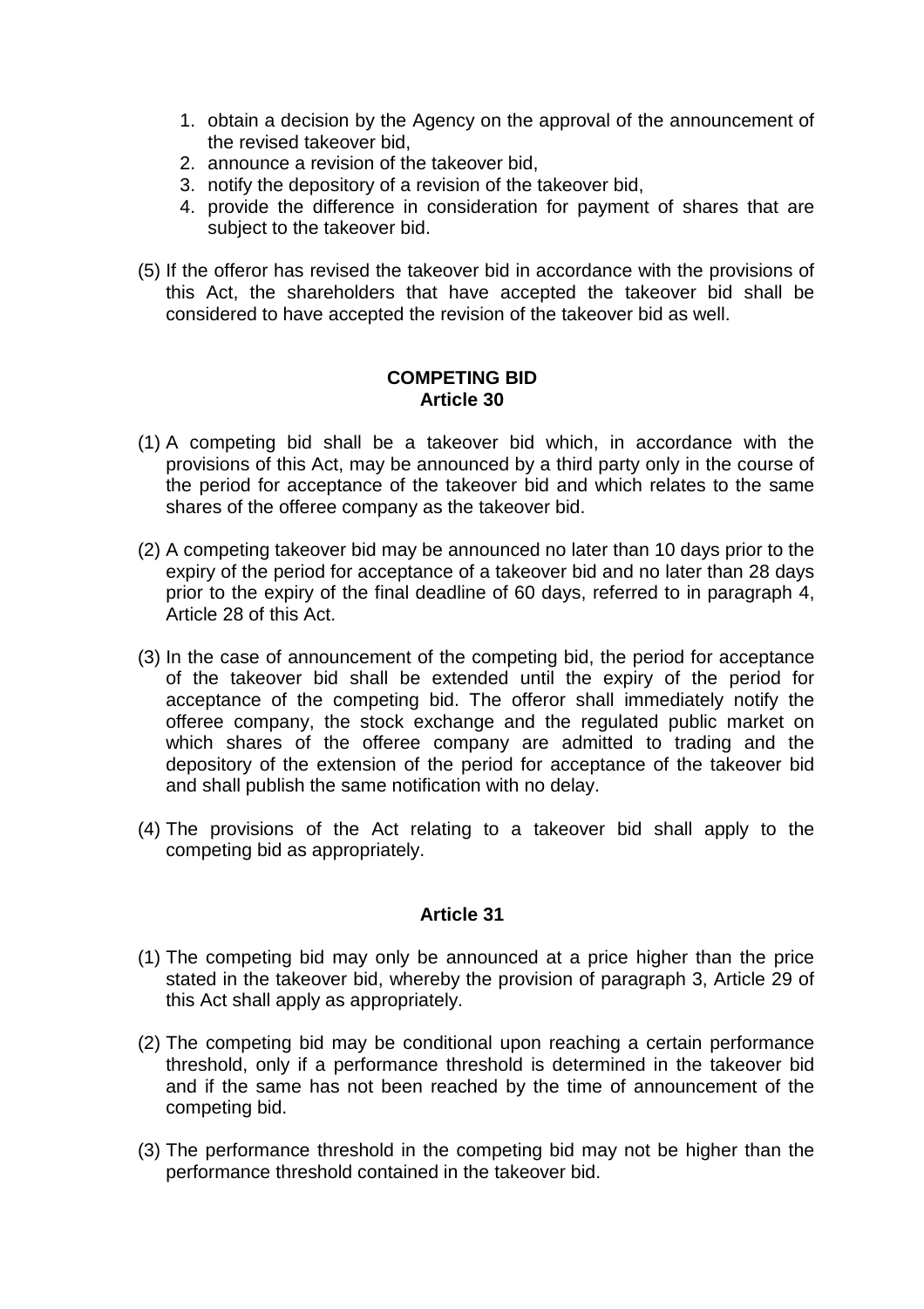1. obtain a decision by the Agency on the approval of the announcement of the revised takeover bid,
2. announce a revision of the takeover bid,
3. notify the depository of a revision of the takeover bid,
4. provide the difference in consideration for payment of shares that are subject to the takeover bid.

(5) If the offeror has revised the takeover bid in accordance with the provisions of this Act, the shareholders that have accepted the takeover bid shall be considered to have accepted the revision of the takeover bid as well.

**COMPETING BID**
**Article 30**

(1) A competing bid shall be a takeover bid which, in accordance with the provisions of this Act, may be announced by a third party only in the course of the period for acceptance of the takeover bid and which relates to the same shares of the offeree company as the takeover bid.

(2) A competing takeover bid may be announced no later than 10 days prior to the expiry of the period for acceptance of a takeover bid and no later than 28 days prior to the expiry of the final deadline of 60 days, referred to in paragraph 4, Article 28 of this Act.

(3) In the case of announcement of the competing bid, the period for acceptance of the takeover bid shall be extended until the expiry of the period for acceptance of the competing bid. The offeror shall immediately notify the offeree company, the stock exchange and the regulated public market on which shares of the offeree company are admitted to trading and the depository of the extension of the period for acceptance of the takeover bid and shall publish the same notification with no delay.

(4) The provisions of the Act relating to a takeover bid shall apply to the competing bid as appropriately.

**Article 31**

(1) The competing bid may only be announced at a price higher than the price stated in the takeover bid, whereby the provision of paragraph 3, Article 29 of this Act shall apply as appropriately.

(2) The competing bid may be conditional upon reaching a certain performance threshold, only if a performance threshold is determined in the takeover bid and if the same has not been reached by the time of announcement of the competing bid.

(3) The performance threshold in the competing bid may not be higher than the performance threshold contained in the takeover bid.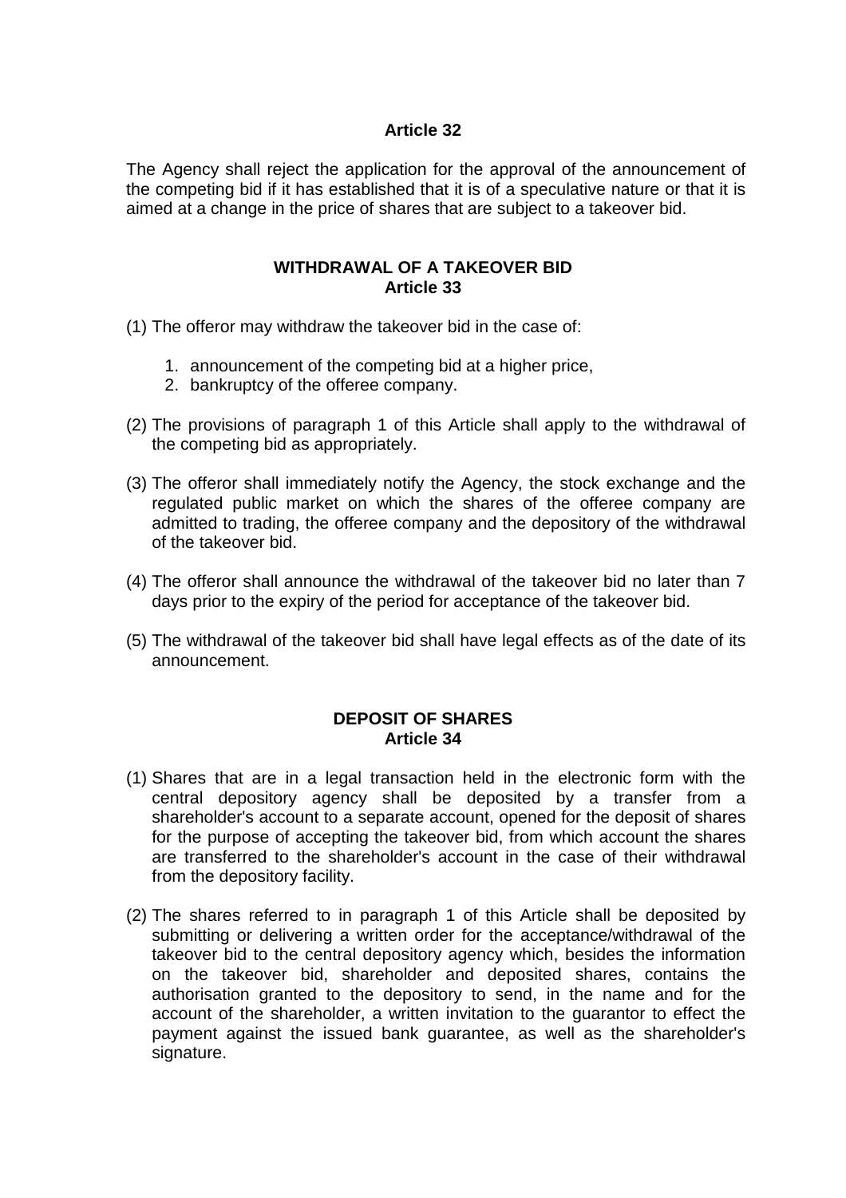**Article 32**

The Agency shall reject the application for the approval of the announcement of the competing bid if it has established that it is of a speculative nature or that it is aimed at a change in the price of shares that are subject to a takeover bid.

**WITHDRAWAL OF A TAKEOVER BID**
**Article 33**

(1) The offeror may withdraw the takeover bid in the case of:

1. announcement of the competing bid at a higher price,
2. bankruptcy of the offeree company.

(2) The provisions of paragraph 1 of this Article shall apply to the withdrawal of the competing bid as appropriately.

(3) The offeror shall immediately notify the Agency, the stock exchange and the regulated public market on which the shares of the offeree company are admitted to trading, the offeree company and the depository of the withdrawal of the takeover bid.

(4) The offeror shall announce the withdrawal of the takeover bid no later than 7 days prior to the expiry of the period for acceptance of the takeover bid.

(5) The withdrawal of the takeover bid shall have legal effects as of the date of its announcement.

**DEPOSIT OF SHARES**
**Article 34**

(1) Shares that are in a legal transaction held in the electronic form with the central depository agency shall be deposited by a transfer from a shareholder's account to a separate account, opened for the deposit of shares for the purpose of accepting the takeover bid, from which account the shares are transferred to the shareholder's account in the case of their withdrawal from the depository facility.

(2) The shares referred to in paragraph 1 of this Article shall be deposited by submitting or delivering a written order for the acceptance/withdrawal of the takeover bid to the central depository agency which, besides the information on the takeover bid, shareholder and deposited shares, contains the authorisation granted to the depository to send, in the name and for the account of the shareholder, a written invitation to the guarantor to effect the payment against the issued bank guarantee, as well as the shareholder's signature.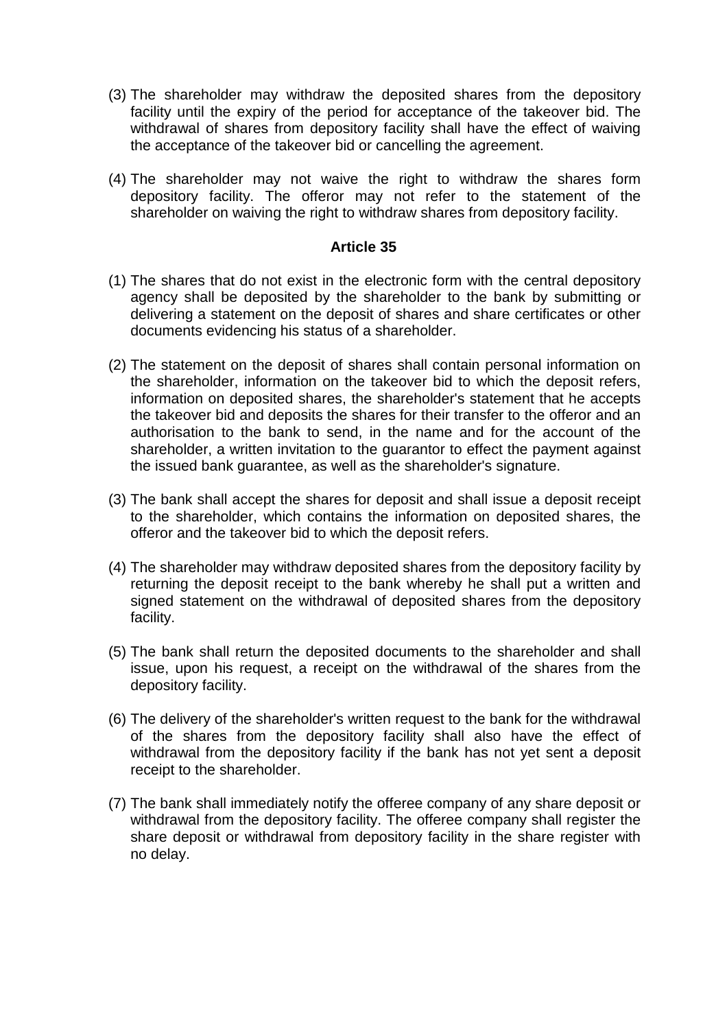(3) The shareholder may withdraw the deposited shares from the depository facility until the expiry of the period for acceptance of the takeover bid. The withdrawal of shares from depository facility shall have the effect of waiving the acceptance of the takeover bid or cancelling the agreement.

(4) The shareholder may not waive the right to withdraw the shares form depository facility. The offeror may not refer to the statement of the shareholder on waiving the right to withdraw shares from depository facility.

### Article 35

(1) The shares that do not exist in the electronic form with the central depository agency shall be deposited by the shareholder to the bank by submitting or delivering a statement on the deposit of shares and share certificates or other documents evidencing his status of a shareholder.

(2) The statement on the deposit of shares shall contain personal information on the shareholder, information on the takeover bid to which the deposit refers, information on deposited shares, the shareholder's statement that he accepts the takeover bid and deposits the shares for their transfer to the offeror and an authorisation to the bank to send, in the name and for the account of the shareholder, a written invitation to the guarantor to effect the payment against the issued bank guarantee, as well as the shareholder's signature.

(3) The bank shall accept the shares for deposit and shall issue a deposit receipt to the shareholder, which contains the information on deposited shares, the offeror and the takeover bid to which the deposit refers.

(4) The shareholder may withdraw deposited shares from the depository facility by returning the deposit receipt to the bank whereby he shall put a written and signed statement on the withdrawal of deposited shares from the depository facility.

(5) The bank shall return the deposited documents to the shareholder and shall issue, upon his request, a receipt on the withdrawal of the shares from the depository facility.

(6) The delivery of the shareholder's written request to the bank for the withdrawal of the shares from the depository facility shall also have the effect of withdrawal from the depository facility if the bank has not yet sent a deposit receipt to the shareholder.

(7) The bank shall immediately notify the offeree company of any share deposit or withdrawal from the depository facility. The offeree company shall register the share deposit or withdrawal from depository facility in the share register with no delay.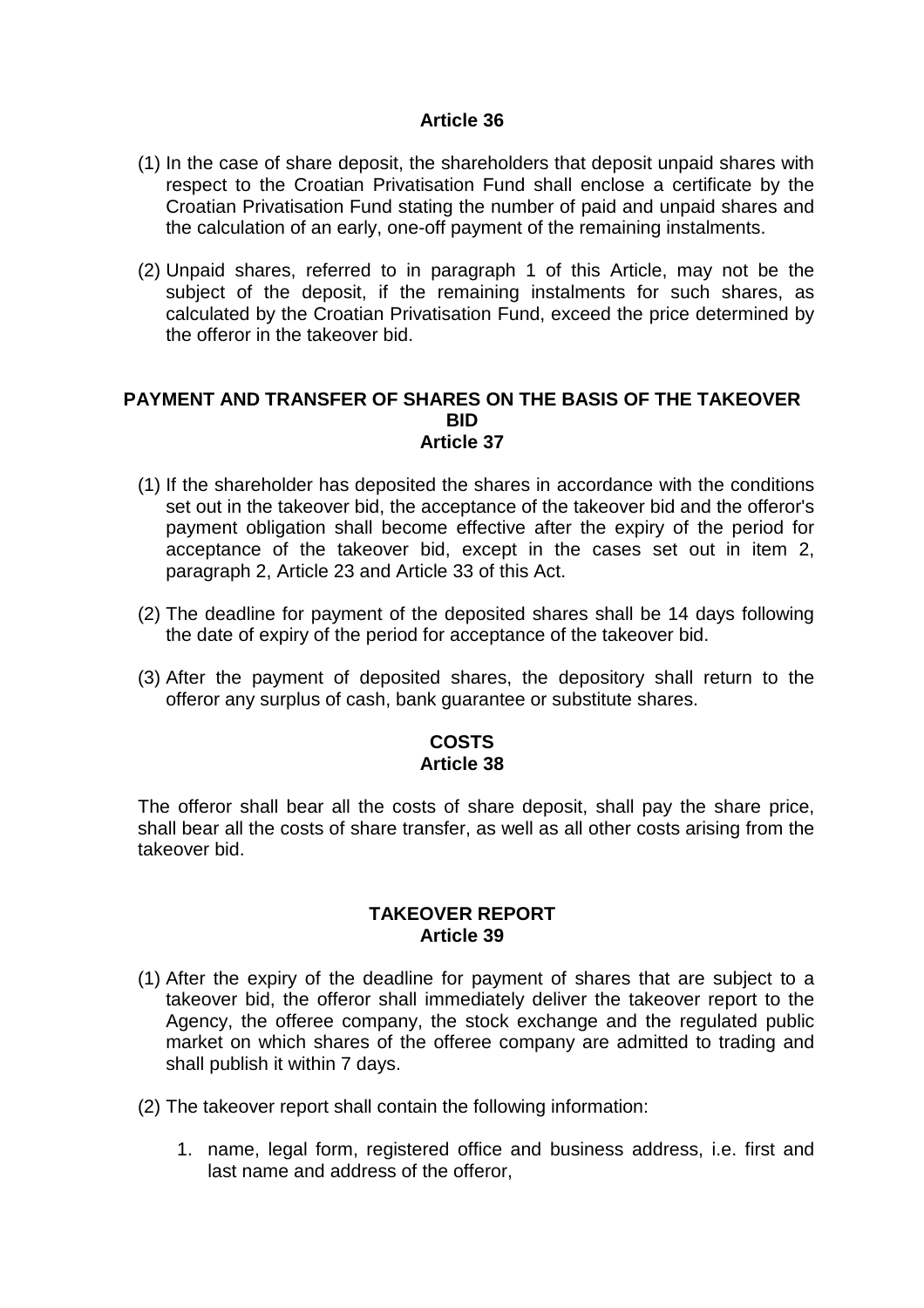**Article 36**

(1) In the case of share deposit, the shareholders that deposit unpaid shares with respect to the Croatian Privatisation Fund shall enclose a certificate by the Croatian Privatisation Fund stating the number of paid and unpaid shares and the calculation of an early, one-off payment of the remaining instalments.

(2) Unpaid shares, referred to in paragraph 1 of this Article, may not be the subject of the deposit, if the remaining instalments for such shares, as calculated by the Croatian Privatisation Fund, exceed the price determined by the offeror in the takeover bid.

**PAYMENT AND TRANSFER OF SHARES ON THE BASIS OF THE TAKEOVER BID**
**Article 37**

(1) If the shareholder has deposited the shares in accordance with the conditions set out in the takeover bid, the acceptance of the takeover bid and the offeror's payment obligation shall become effective after the expiry of the period for acceptance of the takeover bid, except in the cases set out in item 2, paragraph 2, Article 23 and Article 33 of this Act.

(2) The deadline for payment of the deposited shares shall be 14 days following the date of expiry of the period for acceptance of the takeover bid.

(3) After the payment of deposited shares, the depository shall return to the offeror any surplus of cash, bank guarantee or substitute shares.

**COSTS**
**Article 38**

The offeror shall bear all the costs of share deposit, shall pay the share price, shall bear all the costs of share transfer, as well as all other costs arising from the takeover bid.

**TAKEOVER REPORT**
**Article 39**

(1) After the expiry of the deadline for payment of shares that are subject to a takeover bid, the offeror shall immediately deliver the takeover report to the Agency, the offeree company, the stock exchange and the regulated public market on which shares of the offeree company are admitted to trading and shall publish it within 7 days.

(2) The takeover report shall contain the following information:

1. name, legal form, registered office and business address, i.e. first and last name and address of the offeror,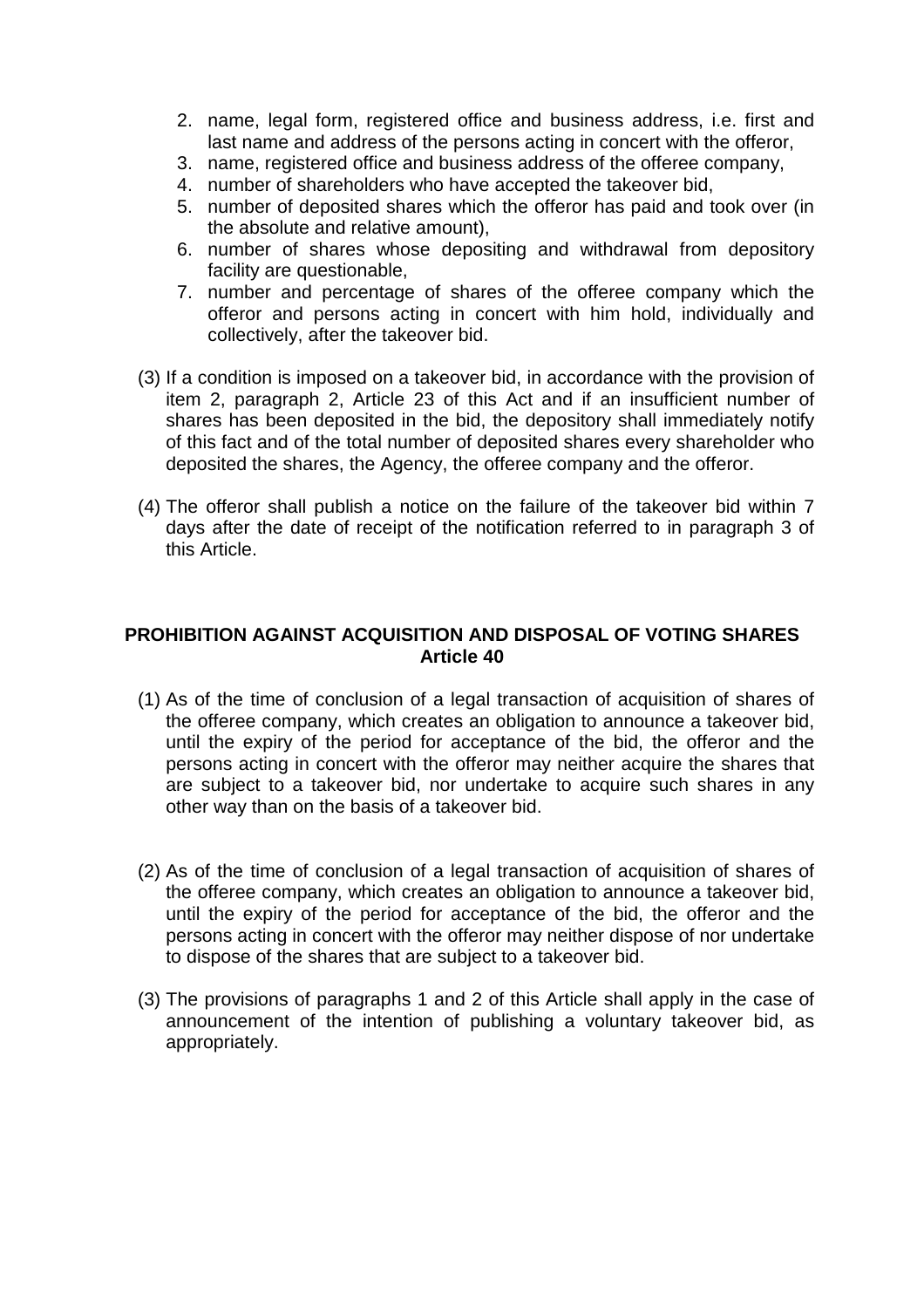2. name, legal form, registered office and business address, i.e. first and last name and address of the persons acting in concert with the offeror,
3. name, registered office and business address of the offeree company,
4. number of shareholders who have accepted the takeover bid,
5. number of deposited shares which the offeror has paid and took over (in the absolute and relative amount),
6. number of shares whose depositing and withdrawal from depository facility are questionable,
7. number and percentage of shares of the offeree company which the offeror and persons acting in concert with him hold, individually and collectively, after the takeover bid.

(3) If a condition is imposed on a takeover bid, in accordance with the provision of item 2, paragraph 2, Article 23 of this Act and if an insufficient number of shares has been deposited in the bid, the depository shall immediately notify of this fact and of the total number of deposited shares every shareholder who deposited the shares, the Agency, the offeree company and the offeror.

(4) The offeror shall publish a notice on the failure of the takeover bid within 7 days after the date of receipt of the notification referred to in paragraph 3 of this Article.

## PROHIBITION AGAINST ACQUISITION AND DISPOSAL OF VOTING SHARES
## Article 40

(1) As of the time of conclusion of a legal transaction of acquisition of shares of the offeree company, which creates an obligation to announce a takeover bid, until the expiry of the period for acceptance of the bid, the offeror and the persons acting in concert with the offeror may neither acquire the shares that are subject to a takeover bid, nor undertake to acquire such shares in any other way than on the basis of a takeover bid.

(2) As of the time of conclusion of a legal transaction of acquisition of shares of the offeree company, which creates an obligation to announce a takeover bid, until the expiry of the period for acceptance of the bid, the offeror and the persons acting in concert with the offeror may neither dispose of nor undertake to dispose of the shares that are subject to a takeover bid.

(3) The provisions of paragraphs 1 and 2 of this Article shall apply in the case of announcement of the intention of publishing a voluntary takeover bid, as appropriately.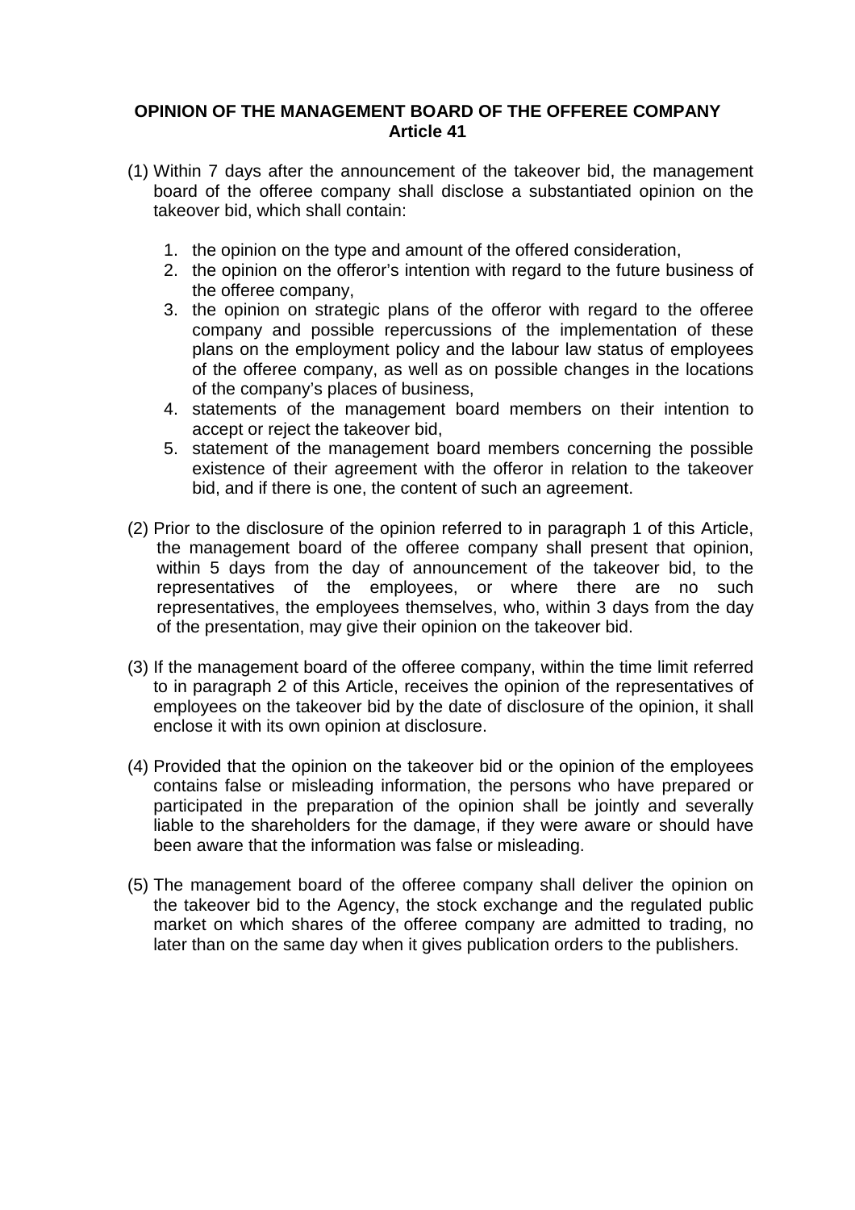## OPINION OF THE MANAGEMENT BOARD OF THE OFFEREE COMPANY
### Article 41

(1) Within 7 days after the announcement of the takeover bid, the management board of the offeree company shall disclose a substantiated opinion on the takeover bid, which shall contain:

1. the opinion on the type and amount of the offered consideration,
2. the opinion on the offeror's intention with regard to the future business of the offeree company,
3. the opinion on strategic plans of the offeror with regard to the offeree company and possible repercussions of the implementation of these plans on the employment policy and the labour law status of employees of the offeree company, as well as on possible changes in the locations of the company's places of business,
4. statements of the management board members on their intention to accept or reject the takeover bid,
5. statement of the management board members concerning the possible existence of their agreement with the offeror in relation to the takeover bid, and if there is one, the content of such an agreement.

(2) Prior to the disclosure of the opinion referred to in paragraph 1 of this Article, the management board of the offeree company shall present that opinion, within 5 days from the day of announcement of the takeover bid, to the representatives of the employees, or where there are no such representatives, the employees themselves, who, within 3 days from the day of the presentation, may give their opinion on the takeover bid.

(3) If the management board of the offeree company, within the time limit referred to in paragraph 2 of this Article, receives the opinion of the representatives of employees on the takeover bid by the date of disclosure of the opinion, it shall enclose it with its own opinion at disclosure.

(4) Provided that the opinion on the takeover bid or the opinion of the employees contains false or misleading information, the persons who have prepared or participated in the preparation of the opinion shall be jointly and severally liable to the shareholders for the damage, if they were aware or should have been aware that the information was false or misleading.

(5) The management board of the offeree company shall deliver the opinion on the takeover bid to the Agency, the stock exchange and the regulated public market on which shares of the offeree company are admitted to trading, no later than on the same day when it gives publication orders to the publishers.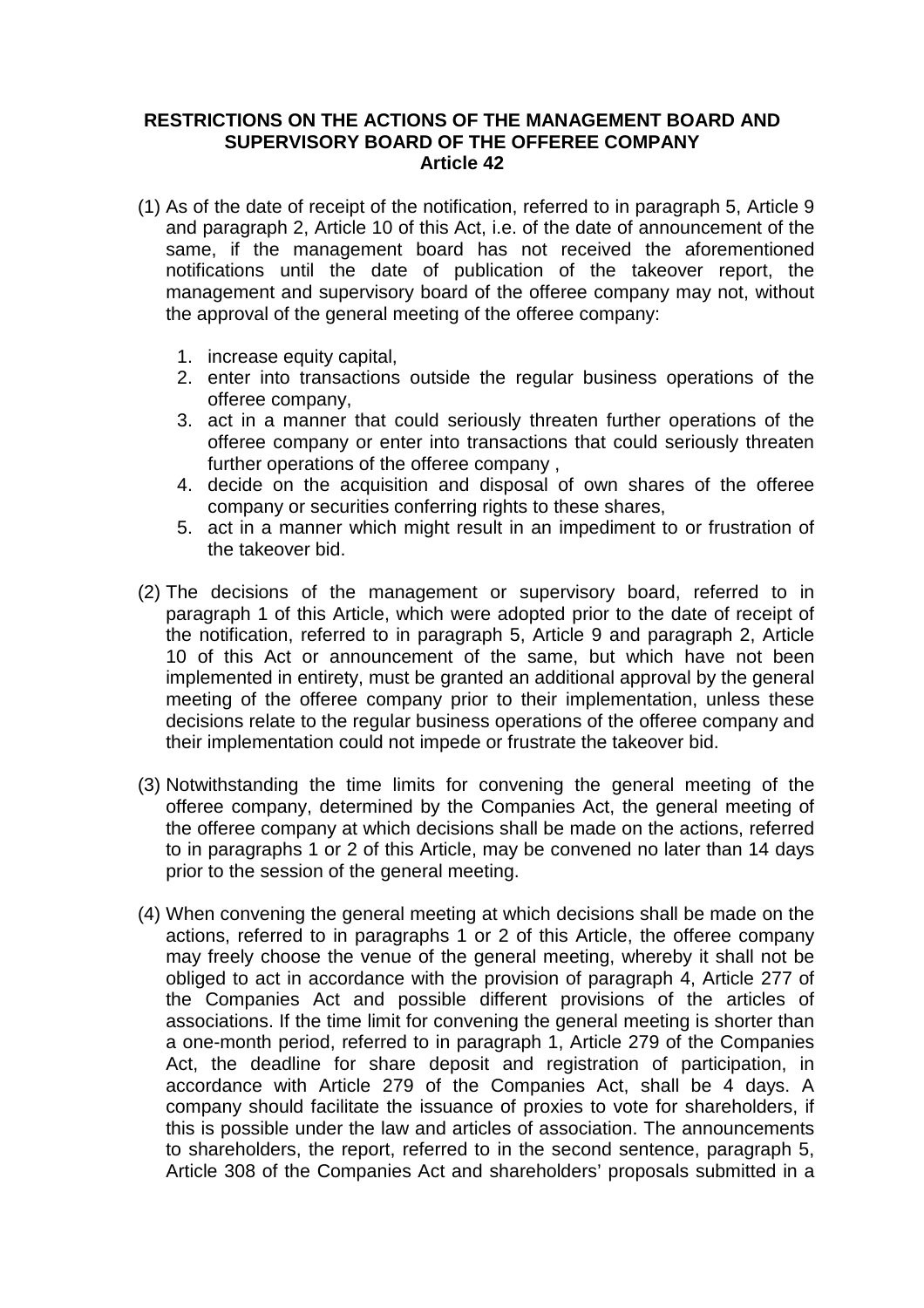**RESTRICTIONS ON THE ACTIONS OF THE MANAGEMENT BOARD AND SUPERVISORY BOARD OF THE OFFEREE COMPANY**
**Article 42**

(1) As of the date of receipt of the notification, referred to in paragraph 5, Article 9 and paragraph 2, Article 10 of this Act, i.e. of the date of announcement of the same, if the management board has not received the aforementioned notifications until the date of publication of the takeover report, the management and supervisory board of the offeree company may not, without the approval of the general meeting of the offeree company:

1. increase equity capital,
2. enter into transactions outside the regular business operations of the offeree company,
3. act in a manner that could seriously threaten further operations of the offeree company or enter into transactions that could seriously threaten further operations of the offeree company ,
4. decide on the acquisition and disposal of own shares of the offeree company or securities conferring rights to these shares,
5. act in a manner which might result in an impediment to or frustration of the takeover bid.

(2) The decisions of the management or supervisory board, referred to in paragraph 1 of this Article, which were adopted prior to the date of receipt of the notification, referred to in paragraph 5, Article 9 and paragraph 2, Article 10 of this Act or announcement of the same, but which have not been implemented in entirety, must be granted an additional approval by the general meeting of the offeree company prior to their implementation, unless these decisions relate to the regular business operations of the offeree company and their implementation could not impede or frustrate the takeover bid.

(3) Notwithstanding the time limits for convening the general meeting of the offeree company, determined by the Companies Act, the general meeting of the offeree company at which decisions shall be made on the actions, referred to in paragraphs 1 or 2 of this Article, may be convened no later than 14 days prior to the session of the general meeting.

(4) When convening the general meeting at which decisions shall be made on the actions, referred to in paragraphs 1 or 2 of this Article, the offeree company may freely choose the venue of the general meeting, whereby it shall not be obliged to act in accordance with the provision of paragraph 4, Article 277 of the Companies Act and possible different provisions of the articles of associations. If the time limit for convening the general meeting is shorter than a one-month period, referred to in paragraph 1, Article 279 of the Companies Act, the deadline for share deposit and registration of participation, in accordance with Article 279 of the Companies Act, shall be 4 days. A company should facilitate the issuance of proxies to vote for shareholders, if this is possible under the law and articles of association. The announcements to shareholders, the report, referred to in the second sentence, paragraph 5, Article 308 of the Companies Act and shareholders' proposals submitted in a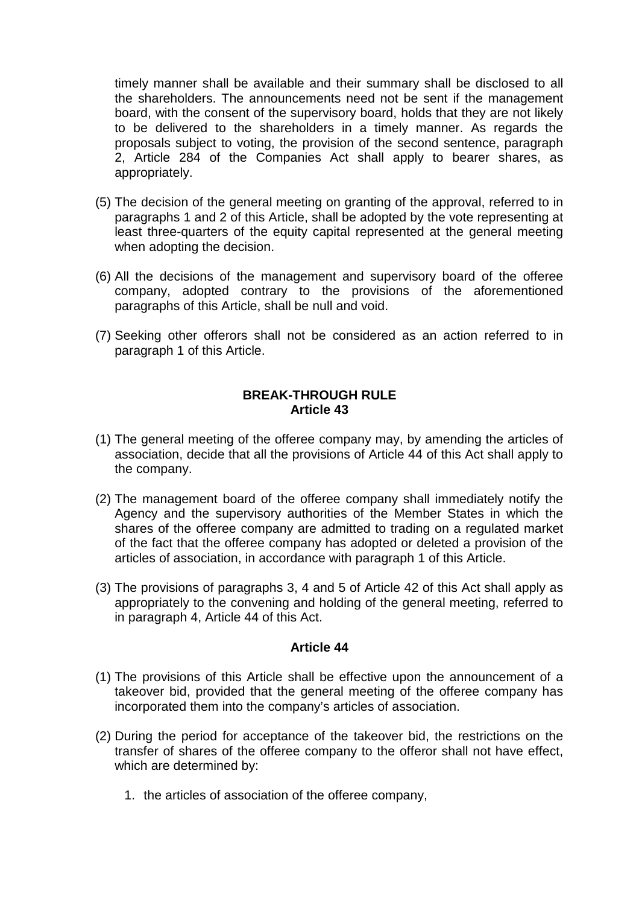timely manner shall be available and their summary shall be disclosed to all the shareholders. The announcements need not be sent if the management board, with the consent of the supervisory board, holds that they are not likely to be delivered to the shareholders in a timely manner. As regards the proposals subject to voting, the provision of the second sentence, paragraph 2, Article 284 of the Companies Act shall apply to bearer shares, as appropriately.

(5) The decision of the general meeting on granting of the approval, referred to in paragraphs 1 and 2 of this Article, shall be adopted by the vote representing at least three-quarters of the equity capital represented at the general meeting when adopting the decision.

(6) All the decisions of the management and supervisory board of the offeree company, adopted contrary to the provisions of the aforementioned paragraphs of this Article, shall be null and void.

(7) Seeking other offerors shall not be considered as an action referred to in paragraph 1 of this Article.

**BREAK-THROUGH RULE**
**Article 43**

(1) The general meeting of the offeree company may, by amending the articles of association, decide that all the provisions of Article 44 of this Act shall apply to the company.

(2) The management board of the offeree company shall immediately notify the Agency and the supervisory authorities of the Member States in which the shares of the offeree company are admitted to trading on a regulated market of the fact that the offeree company has adopted or deleted a provision of the articles of association, in accordance with paragraph 1 of this Article.

(3) The provisions of paragraphs 3, 4 and 5 of Article 42 of this Act shall apply as appropriately to the convening and holding of the general meeting, referred to in paragraph 4, Article 44 of this Act.

**Article 44**

(1) The provisions of this Article shall be effective upon the announcement of a takeover bid, provided that the general meeting of the offeree company has incorporated them into the company's articles of association.

(2) During the period for acceptance of the takeover bid, the restrictions on the transfer of shares of the offeree company to the offeror shall not have effect, which are determined by:

1. the articles of association of the offeree company,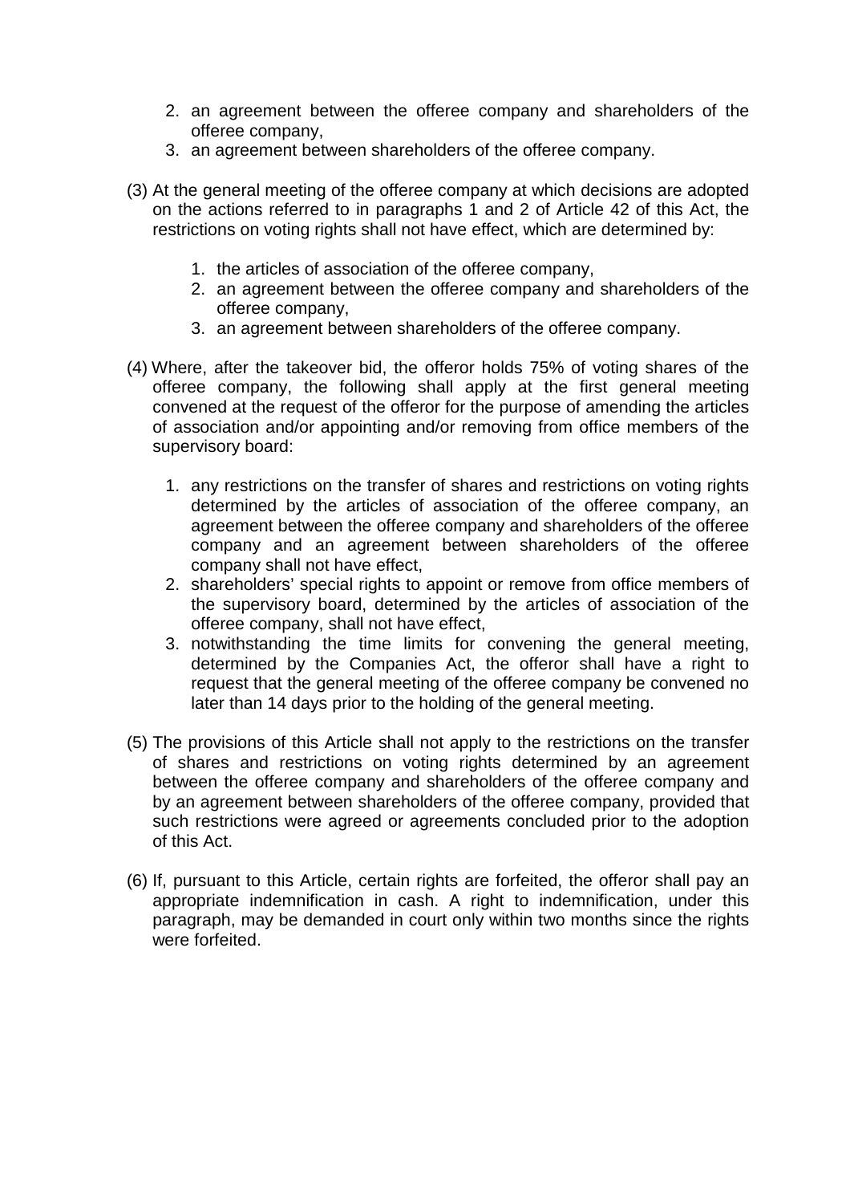2. an agreement between the offeree company and shareholders of the offeree company,
3. an agreement between shareholders of the offeree company.

(3) At the general meeting of the offeree company at which decisions are adopted on the actions referred to in paragraphs 1 and 2 of Article 42 of this Act, the restrictions on voting rights shall not have effect, which are determined by:

1. the articles of association of the offeree company,
2. an agreement between the offeree company and shareholders of the offeree company,
3. an agreement between shareholders of the offeree company.

(4) Where, after the takeover bid, the offeror holds 75% of voting shares of the offeree company, the following shall apply at the first general meeting convened at the request of the offeror for the purpose of amending the articles of association and/or appointing and/or removing from office members of the supervisory board:

1. any restrictions on the transfer of shares and restrictions on voting rights determined by the articles of association of the offeree company, an agreement between the offeree company and shareholders of the offeree company and an agreement between shareholders of the offeree company shall not have effect,
2. shareholders' special rights to appoint or remove from office members of the supervisory board, determined by the articles of association of the offeree company, shall not have effect,
3. notwithstanding the time limits for convening the general meeting, determined by the Companies Act, the offeror shall have a right to request that the general meeting of the offeree company be convened no later than 14 days prior to the holding of the general meeting.

(5) The provisions of this Article shall not apply to the restrictions on the transfer of shares and restrictions on voting rights determined by an agreement between the offeree company and shareholders of the offeree company and by an agreement between shareholders of the offeree company, provided that such restrictions were agreed or agreements concluded prior to the adoption of this Act.

(6) If, pursuant to this Article, certain rights are forfeited, the offeror shall pay an appropriate indemnification in cash. A right to indemnification, under this paragraph, may be demanded in court only within two months since the rights were forfeited.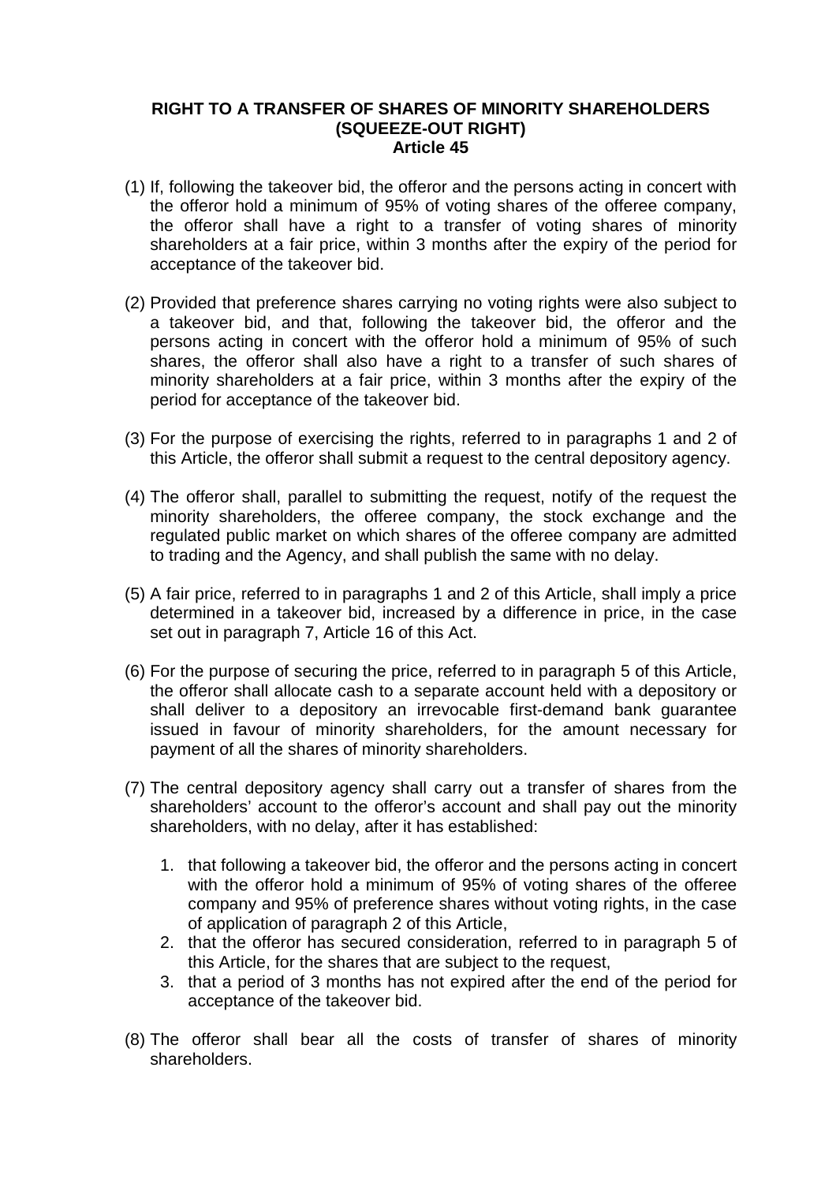## RIGHT TO A TRANSFER OF SHARES OF MINORITY SHAREHOLDERS (SQUEEZE-OUT RIGHT)
### Article 45

(1) If, following the takeover bid, the offeror and the persons acting in concert with the offeror hold a minimum of 95% of voting shares of the offeree company, the offeror shall have a right to a transfer of voting shares of minority shareholders at a fair price, within 3 months after the expiry of the period for acceptance of the takeover bid.

(2) Provided that preference shares carrying no voting rights were also subject to a takeover bid, and that, following the takeover bid, the offeror and the persons acting in concert with the offeror hold a minimum of 95% of such shares, the offeror shall also have a right to a transfer of such shares of minority shareholders at a fair price, within 3 months after the expiry of the period for acceptance of the takeover bid.

(3) For the purpose of exercising the rights, referred to in paragraphs 1 and 2 of this Article, the offeror shall submit a request to the central depository agency.

(4) The offeror shall, parallel to submitting the request, notify of the request the minority shareholders, the offeree company, the stock exchange and the regulated public market on which shares of the offeree company are admitted to trading and the Agency, and shall publish the same with no delay.

(5) A fair price, referred to in paragraphs 1 and 2 of this Article, shall imply a price determined in a takeover bid, increased by a difference in price, in the case set out in paragraph 7, Article 16 of this Act.

(6) For the purpose of securing the price, referred to in paragraph 5 of this Article, the offeror shall allocate cash to a separate account held with a depository or shall deliver to a depository an irrevocable first-demand bank guarantee issued in favour of minority shareholders, for the amount necessary for payment of all the shares of minority shareholders.

(7) The central depository agency shall carry out a transfer of shares from the shareholders' account to the offeror's account and shall pay out the minority shareholders, with no delay, after it has established:

1. that following a takeover bid, the offeror and the persons acting in concert with the offeror hold a minimum of 95% of voting shares of the offeree company and 95% of preference shares without voting rights, in the case of application of paragraph 2 of this Article,
2. that the offeror has secured consideration, referred to in paragraph 5 of this Article, for the shares that are subject to the request,
3. that a period of 3 months has not expired after the end of the period for acceptance of the takeover bid.

(8) The offeror shall bear all the costs of transfer of shares of minority shareholders.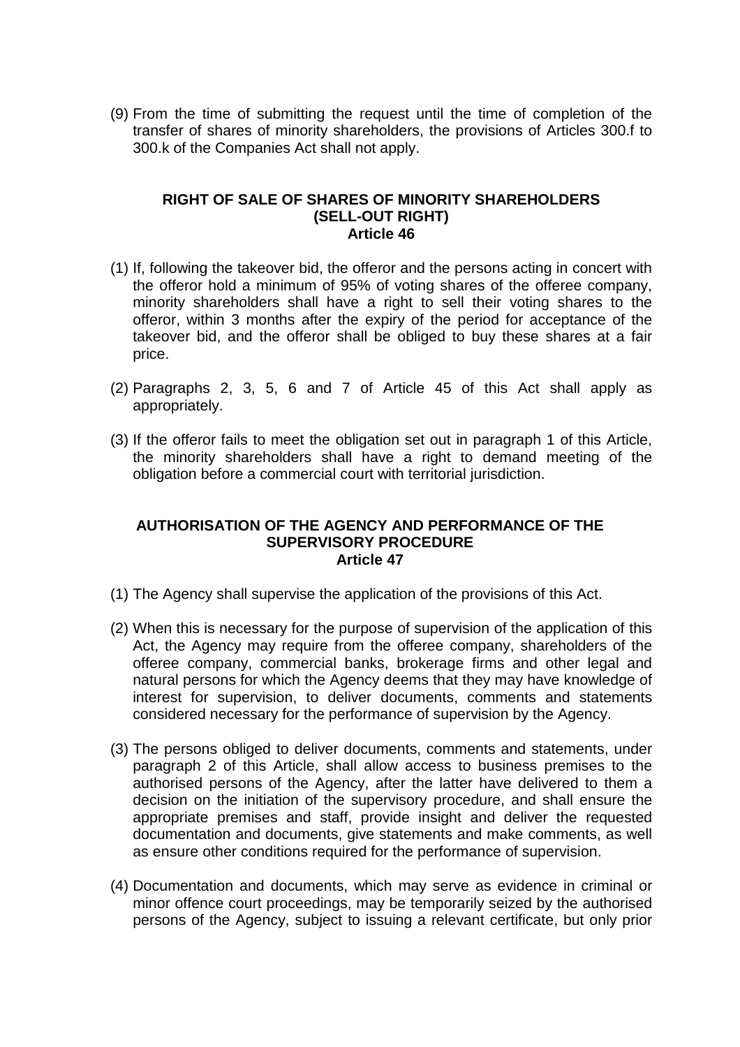(9) From the time of submitting the request until the time of completion of the transfer of shares of minority shareholders, the provisions of Articles 300.f to 300.k of the Companies Act shall not apply.

### RIGHT OF SALE OF SHARES OF MINORITY SHAREHOLDERS (SELL-OUT RIGHT)
### Article 46

(1) If, following the takeover bid, the offeror and the persons acting in concert with the offeror hold a minimum of 95% of voting shares of the offeree company, minority shareholders shall have a right to sell their voting shares to the offeror, within 3 months after the expiry of the period for acceptance of the takeover bid, and the offeror shall be obliged to buy these shares at a fair price.

(2) Paragraphs 2, 3, 5, 6 and 7 of Article 45 of this Act shall apply as appropriately.

(3) If the offeror fails to meet the obligation set out in paragraph 1 of this Article, the minority shareholders shall have a right to demand meeting of the obligation before a commercial court with territorial jurisdiction.

### AUTHORISATION OF THE AGENCY AND PERFORMANCE OF THE SUPERVISORY PROCEDURE
### Article 47

(1) The Agency shall supervise the application of the provisions of this Act.

(2) When this is necessary for the purpose of supervision of the application of this Act, the Agency may require from the offeree company, shareholders of the offeree company, commercial banks, brokerage firms and other legal and natural persons for which the Agency deems that they may have knowledge of interest for supervision, to deliver documents, comments and statements considered necessary for the performance of supervision by the Agency.

(3) The persons obliged to deliver documents, comments and statements, under paragraph 2 of this Article, shall allow access to business premises to the authorised persons of the Agency, after the latter have delivered to them a decision on the initiation of the supervisory procedure, and shall ensure the appropriate premises and staff, provide insight and deliver the requested documentation and documents, give statements and make comments, as well as ensure other conditions required for the performance of supervision.

(4) Documentation and documents, which may serve as evidence in criminal or minor offence court proceedings, may be temporarily seized by the authorised persons of the Agency, subject to issuing a relevant certificate, but only prior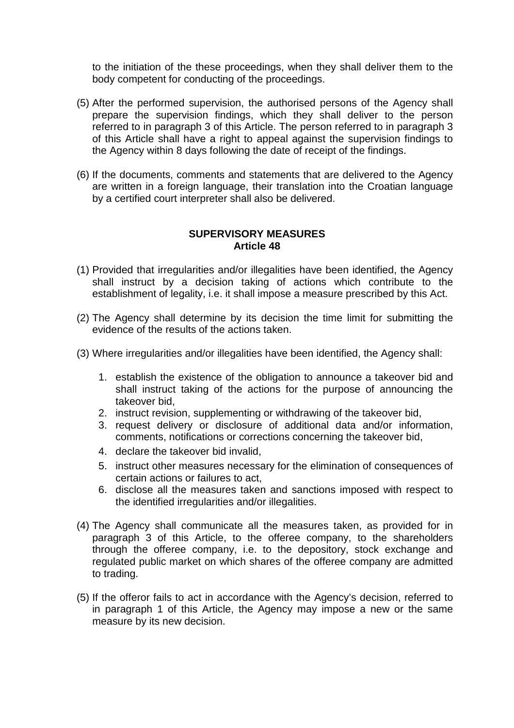to the initiation of the these proceedings, when they shall deliver them to the body competent for conducting of the proceedings.

(5) After the performed supervision, the authorised persons of the Agency shall prepare the supervision findings, which they shall deliver to the person referred to in paragraph 3 of this Article. The person referred to in paragraph 3 of this Article shall have a right to appeal against the supervision findings to the Agency within 8 days following the date of receipt of the findings.

(6) If the documents, comments and statements that are delivered to the Agency are written in a foreign language, their translation into the Croatian language by a certified court interpreter shall also be delivered.

**SUPERVISORY MEASURES**
**Article 48**

(1) Provided that irregularities and/or illegalities have been identified, the Agency shall instruct by a decision taking of actions which contribute to the establishment of legality, i.e. it shall impose a measure prescribed by this Act.

(2) The Agency shall determine by its decision the time limit for submitting the evidence of the results of the actions taken.

(3) Where irregularities and/or illegalities have been identified, the Agency shall:

1. establish the existence of the obligation to announce a takeover bid and shall instruct taking of the actions for the purpose of announcing the takeover bid,
2. instruct revision, supplementing or withdrawing of the takeover bid,
3. request delivery or disclosure of additional data and/or information, comments, notifications or corrections concerning the takeover bid,
4. declare the takeover bid invalid,
5. instruct other measures necessary for the elimination of consequences of certain actions or failures to act,
6. disclose all the measures taken and sanctions imposed with respect to the identified irregularities and/or illegalities.

(4) The Agency shall communicate all the measures taken, as provided for in paragraph 3 of this Article, to the offeree company, to the shareholders through the offeree company, i.e. to the depository, stock exchange and regulated public market on which shares of the offeree company are admitted to trading.

(5) If the offeror fails to act in accordance with the Agency's decision, referred to in paragraph 1 of this Article, the Agency may impose a new or the same measure by its new decision.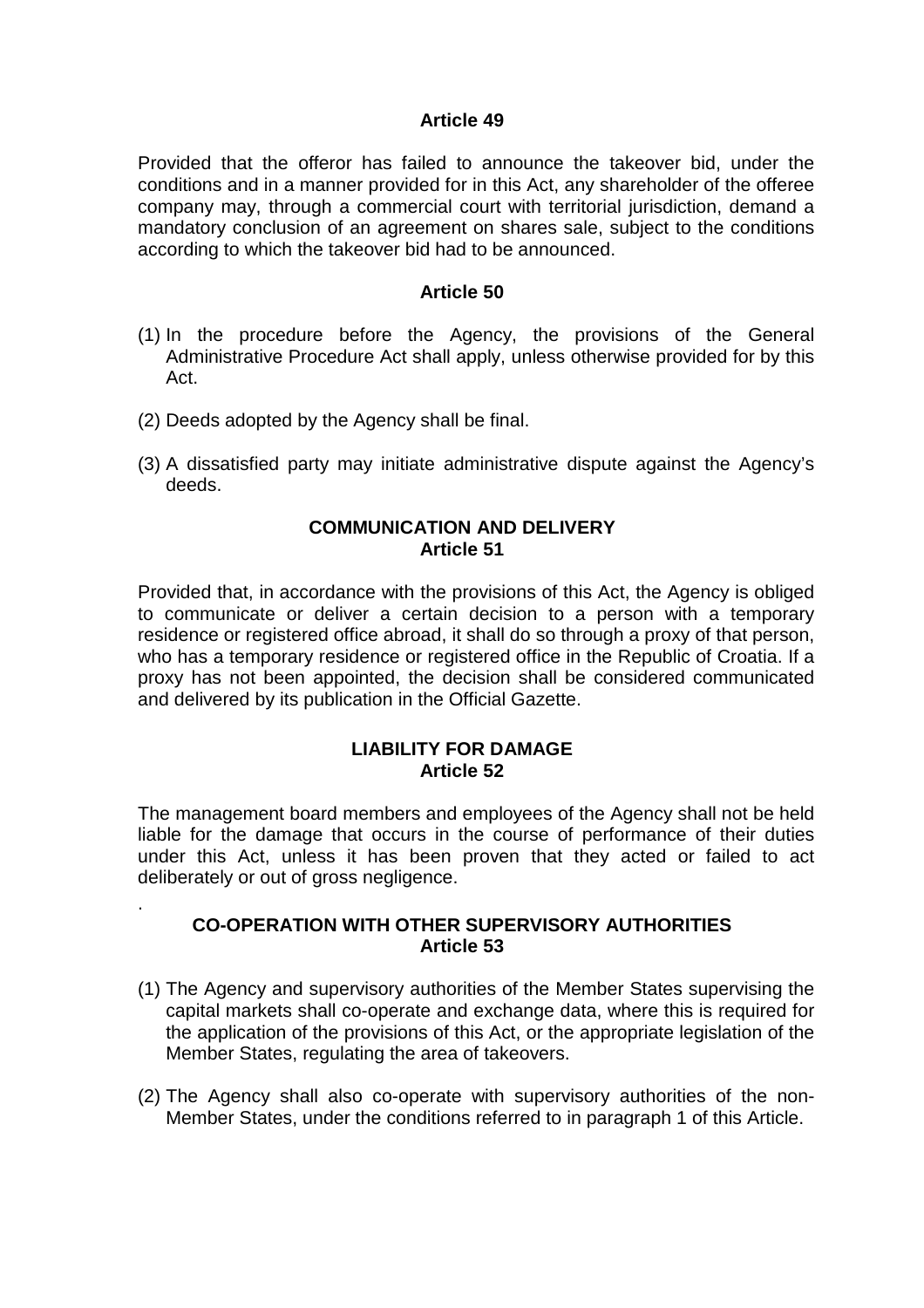**Article 49**

Provided that the offeror has failed to announce the takeover bid, under the conditions and in a manner provided for in this Act, any shareholder of the offeree company may, through a commercial court with territorial jurisdiction, demand a mandatory conclusion of an agreement on shares sale, subject to the conditions according to which the takeover bid had to be announced.

**Article 50**

(1) In the procedure before the Agency, the provisions of the General Administrative Procedure Act shall apply, unless otherwise provided for by this Act.

(2) Deeds adopted by the Agency shall be final.

(3) A dissatisfied party may initiate administrative dispute against the Agency's deeds.

**COMMUNICATION AND DELIVERY**
**Article 51**

Provided that, in accordance with the provisions of this Act, the Agency is obliged to communicate or deliver a certain decision to a person with a temporary residence or registered office abroad, it shall do so through a proxy of that person, who has a temporary residence or registered office in the Republic of Croatia. If a proxy has not been appointed, the decision shall be considered communicated and delivered by its publication in the Official Gazette.

**LIABILITY FOR DAMAGE**
**Article 52**

The management board members and employees of the Agency shall not be held liable for the damage that occurs in the course of performance of their duties under this Act, unless it has been proven that they acted or failed to act deliberately or out of gross negligence.

.

**CO-OPERATION WITH OTHER SUPERVISORY AUTHORITIES**
**Article 53**

(1) The Agency and supervisory authorities of the Member States supervising the capital markets shall co-operate and exchange data, where this is required for the application of the provisions of this Act, or the appropriate legislation of the Member States, regulating the area of takeovers.

(2) The Agency shall also co-operate with supervisory authorities of the non-Member States, under the conditions referred to in paragraph 1 of this Article.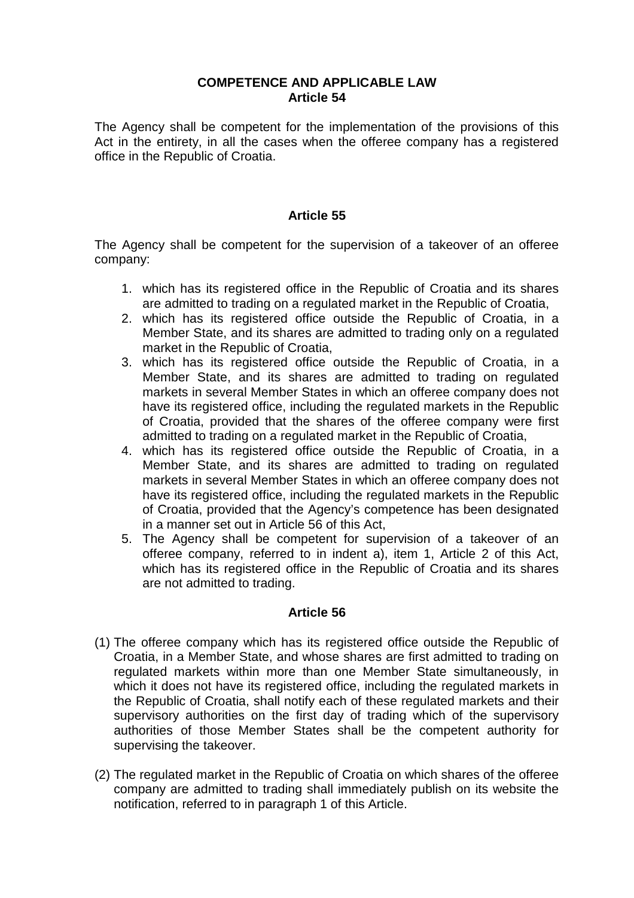## COMPETENCE AND APPLICABLE LAW

### Article 54

The Agency shall be competent for the implementation of the provisions of this Act in the entirety, in all the cases when the offeree company has a registered office in the Republic of Croatia.

### Article 55

The Agency shall be competent for the supervision of a takeover of an offeree company:

1. which has its registered office in the Republic of Croatia and its shares are admitted to trading on a regulated market in the Republic of Croatia,
2. which has its registered office outside the Republic of Croatia, in a Member State, and its shares are admitted to trading only on a regulated market in the Republic of Croatia,
3. which has its registered office outside the Republic of Croatia, in a Member State, and its shares are admitted to trading on regulated markets in several Member States in which an offeree company does not have its registered office, including the regulated markets in the Republic of Croatia, provided that the shares of the offeree company were first admitted to trading on a regulated market in the Republic of Croatia,
4. which has its registered office outside the Republic of Croatia, in a Member State, and its shares are admitted to trading on regulated markets in several Member States in which an offeree company does not have its registered office, including the regulated markets in the Republic of Croatia, provided that the Agency's competence has been designated in a manner set out in Article 56 of this Act,
5. The Agency shall be competent for supervision of a takeover of an offeree company, referred to in indent a), item 1, Article 2 of this Act, which has its registered office in the Republic of Croatia and its shares are not admitted to trading.

### Article 56

(1) The offeree company which has its registered office outside the Republic of Croatia, in a Member State, and whose shares are first admitted to trading on regulated markets within more than one Member State simultaneously, in which it does not have its registered office, including the regulated markets in the Republic of Croatia, shall notify each of these regulated markets and their supervisory authorities on the first day of trading which of the supervisory authorities of those Member States shall be the competent authority for supervising the takeover.

(2) The regulated market in the Republic of Croatia on which shares of the offeree company are admitted to trading shall immediately publish on its website the notification, referred to in paragraph 1 of this Article.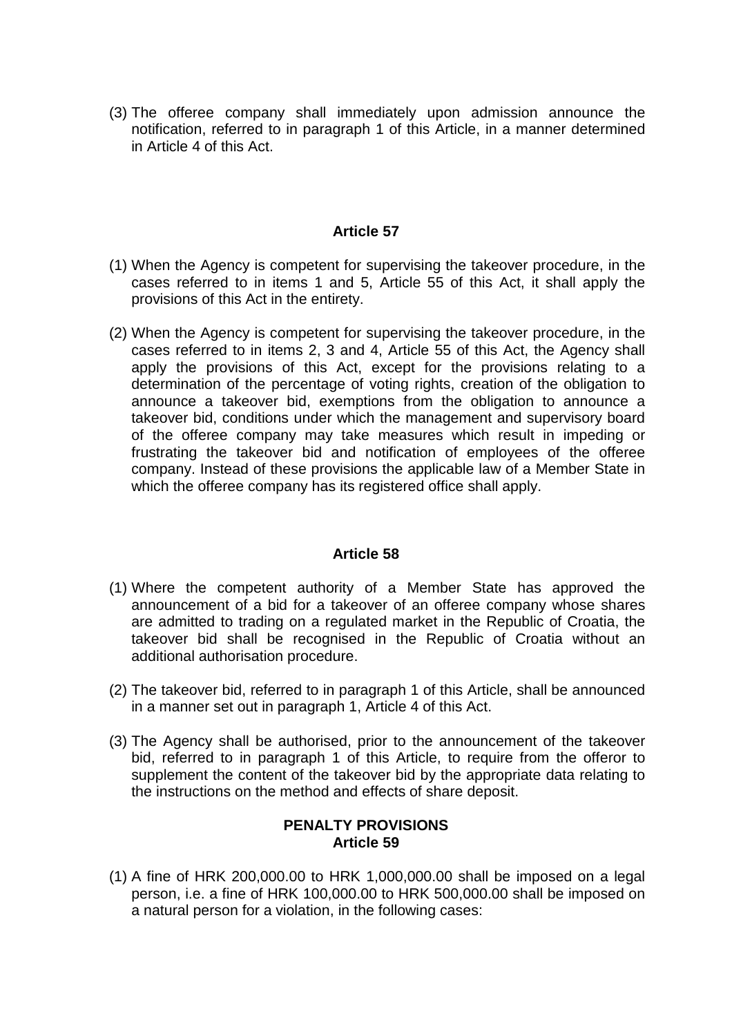(3) The offeree company shall immediately upon admission announce the notification, referred to in paragraph 1 of this Article, in a manner determined in Article 4 of this Act.

**Article 57**

(1) When the Agency is competent for supervising the takeover procedure, in the cases referred to in items 1 and 5, Article 55 of this Act, it shall apply the provisions of this Act in the entirety.

(2) When the Agency is competent for supervising the takeover procedure, in the cases referred to in items 2, 3 and 4, Article 55 of this Act, the Agency shall apply the provisions of this Act, except for the provisions relating to a determination of the percentage of voting rights, creation of the obligation to announce a takeover bid, exemptions from the obligation to announce a takeover bid, conditions under which the management and supervisory board of the offeree company may take measures which result in impeding or frustrating the takeover bid and notification of employees of the offeree company. Instead of these provisions the applicable law of a Member State in which the offeree company has its registered office shall apply.

**Article 58**

(1) Where the competent authority of a Member State has approved the announcement of a bid for a takeover of an offeree company whose shares are admitted to trading on a regulated market in the Republic of Croatia, the takeover bid shall be recognised in the Republic of Croatia without an additional authorisation procedure.

(2) The takeover bid, referred to in paragraph 1 of this Article, shall be announced in a manner set out in paragraph 1, Article 4 of this Act.

(3) The Agency shall be authorised, prior to the announcement of the takeover bid, referred to in paragraph 1 of this Article, to require from the offeror to supplement the content of the takeover bid by the appropriate data relating to the instructions on the method and effects of share deposit.

**PENALTY PROVISIONS**
**Article 59**

(1) A fine of HRK 200,000.00 to HRK 1,000,000.00 shall be imposed on a legal person, i.e. a fine of HRK 100,000.00 to HRK 500,000.00 shall be imposed on a natural person for a violation, in the following cases: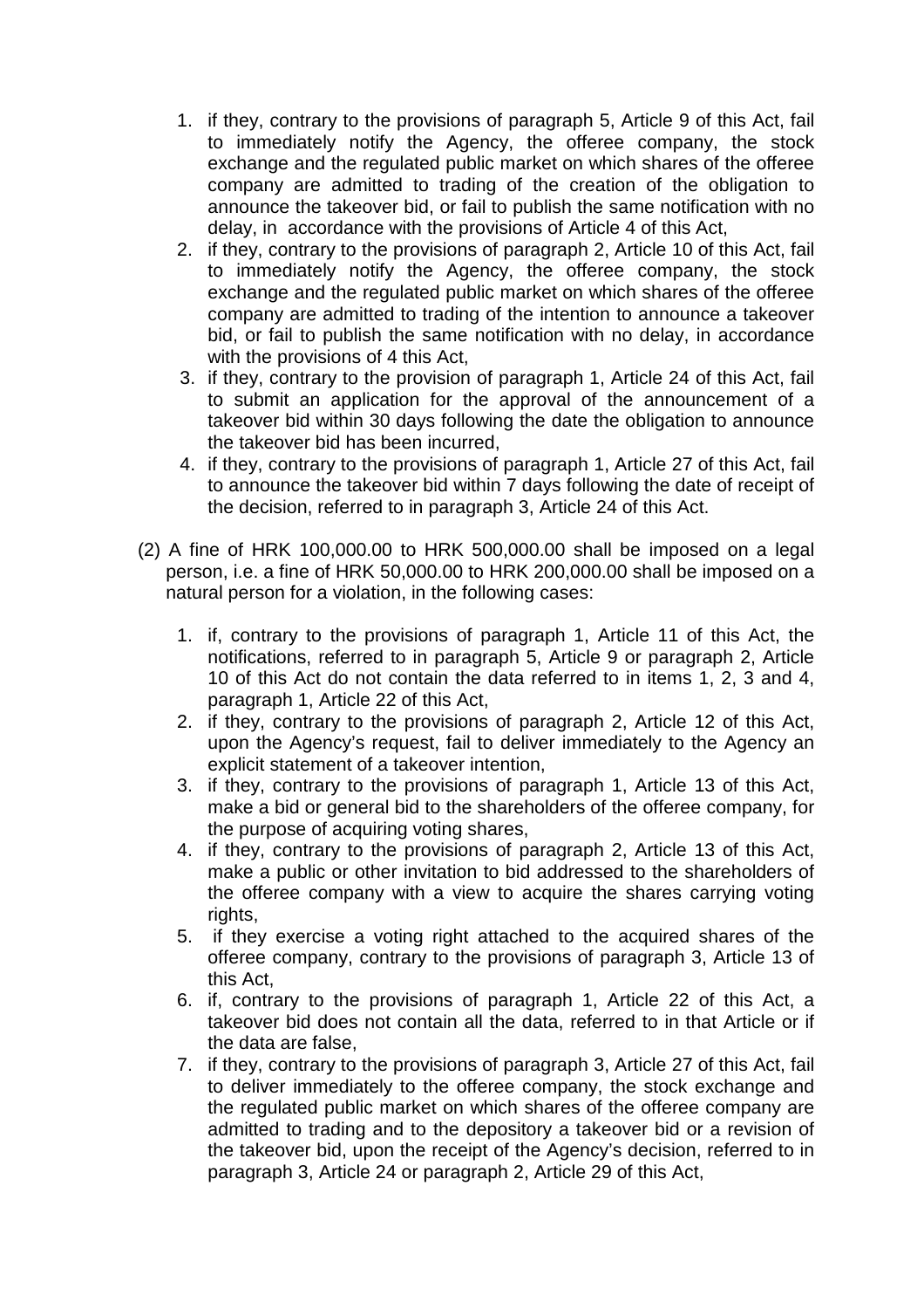1. if they, contrary to the provisions of paragraph 5, Article 9 of this Act, fail to immediately notify the Agency, the offeree company, the stock exchange and the regulated public market on which shares of the offeree company are admitted to trading of the creation of the obligation to announce the takeover bid, or fail to publish the same notification with no delay, in accordance with the provisions of Article 4 of this Act,
2. if they, contrary to the provisions of paragraph 2, Article 10 of this Act, fail to immediately notify the Agency, the offeree company, the stock exchange and the regulated public market on which shares of the offeree company are admitted to trading of the intention to announce a takeover bid, or fail to publish the same notification with no delay, in accordance with the provisions of 4 this Act,
3. if they, contrary to the provision of paragraph 1, Article 24 of this Act, fail to submit an application for the approval of the announcement of a takeover bid within 30 days following the date the obligation to announce the takeover bid has been incurred,
4. if they, contrary to the provisions of paragraph 1, Article 27 of this Act, fail to announce the takeover bid within 7 days following the date of receipt of the decision, referred to in paragraph 3, Article 24 of this Act.

(2) A fine of HRK 100,000.00 to HRK 500,000.00 shall be imposed on a legal person, i.e. a fine of HRK 50,000.00 to HRK 200,000.00 shall be imposed on a natural person for a violation, in the following cases:

1. if, contrary to the provisions of paragraph 1, Article 11 of this Act, the notifications, referred to in paragraph 5, Article 9 or paragraph 2, Article 10 of this Act do not contain the data referred to in items 1, 2, 3 and 4, paragraph 1, Article 22 of this Act,
2. if they, contrary to the provisions of paragraph 2, Article 12 of this Act, upon the Agency's request, fail to deliver immediately to the Agency an explicit statement of a takeover intention,
3. if they, contrary to the provisions of paragraph 1, Article 13 of this Act, make a bid or general bid to the shareholders of the offeree company, for the purpose of acquiring voting shares,
4. if they, contrary to the provisions of paragraph 2, Article 13 of this Act, make a public or other invitation to bid addressed to the shareholders of the offeree company with a view to acquire the shares carrying voting rights,
5. if they exercise a voting right attached to the acquired shares of the offeree company, contrary to the provisions of paragraph 3, Article 13 of this Act,
6. if, contrary to the provisions of paragraph 1, Article 22 of this Act, a takeover bid does not contain all the data, referred to in that Article or if the data are false,
7. if they, contrary to the provisions of paragraph 3, Article 27 of this Act, fail to deliver immediately to the offeree company, the stock exchange and the regulated public market on which shares of the offeree company are admitted to trading and to the depository a takeover bid or a revision of the takeover bid, upon the receipt of the Agency's decision, referred to in paragraph 3, Article 24 or paragraph 2, Article 29 of this Act,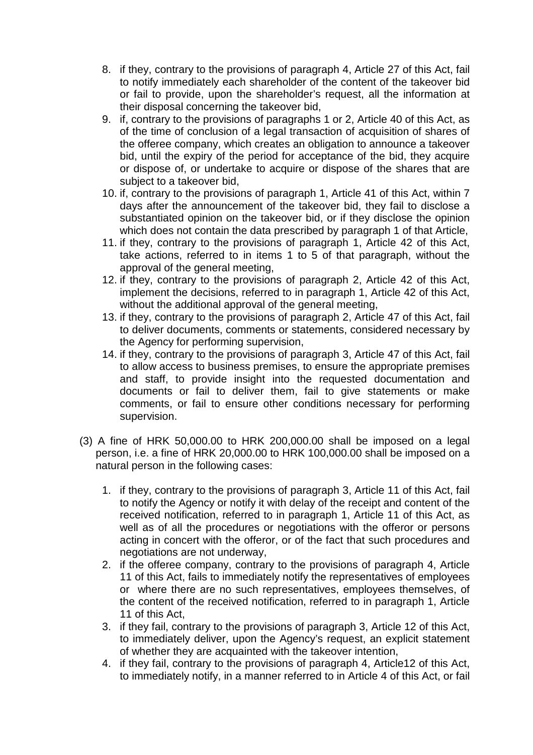8. if they, contrary to the provisions of paragraph 4, Article 27 of this Act, fail to notify immediately each shareholder of the content of the takeover bid or fail to provide, upon the shareholder's request, all the information at their disposal concerning the takeover bid,
9. if, contrary to the provisions of paragraphs 1 or 2, Article 40 of this Act, as of the time of conclusion of a legal transaction of acquisition of shares of the offeree company, which creates an obligation to announce a takeover bid, until the expiry of the period for acceptance of the bid, they acquire or dispose of, or undertake to acquire or dispose of the shares that are subject to a takeover bid,
10. if, contrary to the provisions of paragraph 1, Article 41 of this Act, within 7 days after the announcement of the takeover bid, they fail to disclose a substantiated opinion on the takeover bid, or if they disclose the opinion which does not contain the data prescribed by paragraph 1 of that Article,
11. if they, contrary to the provisions of paragraph 1, Article 42 of this Act, take actions, referred to in items 1 to 5 of that paragraph, without the approval of the general meeting,
12. if they, contrary to the provisions of paragraph 2, Article 42 of this Act, implement the decisions, referred to in paragraph 1, Article 42 of this Act, without the additional approval of the general meeting,
13. if they, contrary to the provisions of paragraph 2, Article 47 of this Act, fail to deliver documents, comments or statements, considered necessary by the Agency for performing supervision,
14. if they, contrary to the provisions of paragraph 3, Article 47 of this Act, fail to allow access to business premises, to ensure the appropriate premises and staff, to provide insight into the requested documentation and documents or fail to deliver them, fail to give statements or make comments, or fail to ensure other conditions necessary for performing supervision.

(3) A fine of HRK 50,000.00 to HRK 200,000.00 shall be imposed on a legal person, i.e. a fine of HRK 20,000.00 to HRK 100,000.00 shall be imposed on a natural person in the following cases:

1. if they, contrary to the provisions of paragraph 3, Article 11 of this Act, fail to notify the Agency or notify it with delay of the receipt and content of the received notification, referred to in paragraph 1, Article 11 of this Act, as well as of all the procedures or negotiations with the offeror or persons acting in concert with the offeror, or of the fact that such procedures and negotiations are not underway,
2. if the offeree company, contrary to the provisions of paragraph 4, Article 11 of this Act, fails to immediately notify the representatives of employees or where there are no such representatives, employees themselves, of the content of the received notification, referred to in paragraph 1, Article 11 of this Act,
3. if they fail, contrary to the provisions of paragraph 3, Article 12 of this Act, to immediately deliver, upon the Agency's request, an explicit statement of whether they are acquainted with the takeover intention,
4. if they fail, contrary to the provisions of paragraph 4, Article12 of this Act, to immediately notify, in a manner referred to in Article 4 of this Act, or fail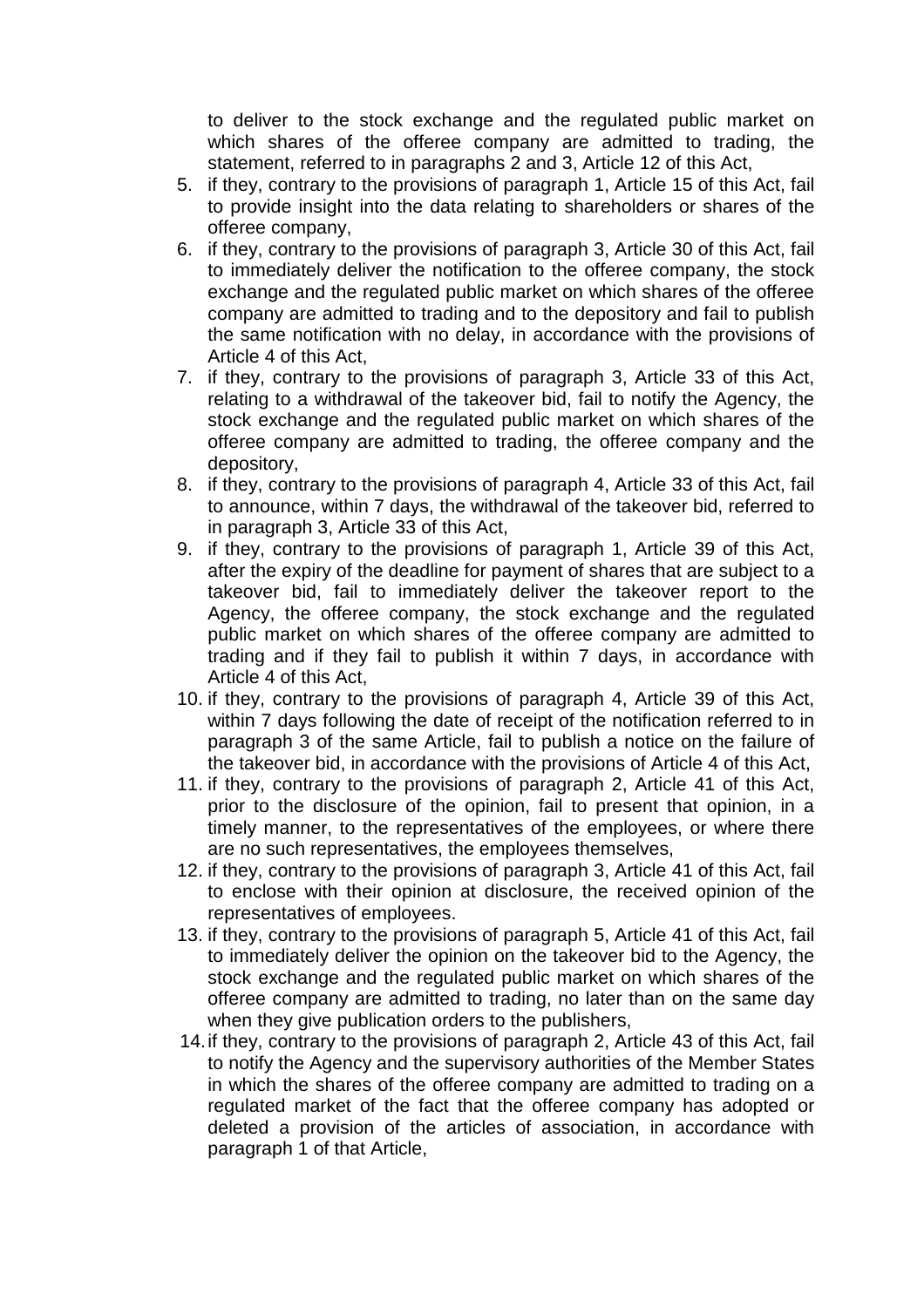to deliver to the stock exchange and the regulated public market on which shares of the offeree company are admitted to trading, the statement, referred to in paragraphs 2 and 3, Article 12 of this Act,

5. if they, contrary to the provisions of paragraph 1, Article 15 of this Act, fail to provide insight into the data relating to shareholders or shares of the offeree company,
6. if they, contrary to the provisions of paragraph 3, Article 30 of this Act, fail to immediately deliver the notification to the offeree company, the stock exchange and the regulated public market on which shares of the offeree company are admitted to trading and to the depository and fail to publish the same notification with no delay, in accordance with the provisions of Article 4 of this Act,
7. if they, contrary to the provisions of paragraph 3, Article 33 of this Act, relating to a withdrawal of the takeover bid, fail to notify the Agency, the stock exchange and the regulated public market on which shares of the offeree company are admitted to trading, the offeree company and the depository,
8. if they, contrary to the provisions of paragraph 4, Article 33 of this Act, fail to announce, within 7 days, the withdrawal of the takeover bid, referred to in paragraph 3, Article 33 of this Act,
9. if they, contrary to the provisions of paragraph 1, Article 39 of this Act, after the expiry of the deadline for payment of shares that are subject to a takeover bid, fail to immediately deliver the takeover report to the Agency, the offeree company, the stock exchange and the regulated public market on which shares of the offeree company are admitted to trading and if they fail to publish it within 7 days, in accordance with Article 4 of this Act,
10. if they, contrary to the provisions of paragraph 4, Article 39 of this Act, within 7 days following the date of receipt of the notification referred to in paragraph 3 of the same Article, fail to publish a notice on the failure of the takeover bid, in accordance with the provisions of Article 4 of this Act,
11. if they, contrary to the provisions of paragraph 2, Article 41 of this Act, prior to the disclosure of the opinion, fail to present that opinion, in a timely manner, to the representatives of the employees, or where there are no such representatives, the employees themselves,
12. if they, contrary to the provisions of paragraph 3, Article 41 of this Act, fail to enclose with their opinion at disclosure, the received opinion of the representatives of employees.
13. if they, contrary to the provisions of paragraph 5, Article 41 of this Act, fail to immediately deliver the opinion on the takeover bid to the Agency, the stock exchange and the regulated public market on which shares of the offeree company are admitted to trading, no later than on the same day when they give publication orders to the publishers,
14. if they, contrary to the provisions of paragraph 2, Article 43 of this Act, fail to notify the Agency and the supervisory authorities of the Member States in which the shares of the offeree company are admitted to trading on a regulated market of the fact that the offeree company has adopted or deleted a provision of the articles of association, in accordance with paragraph 1 of that Article,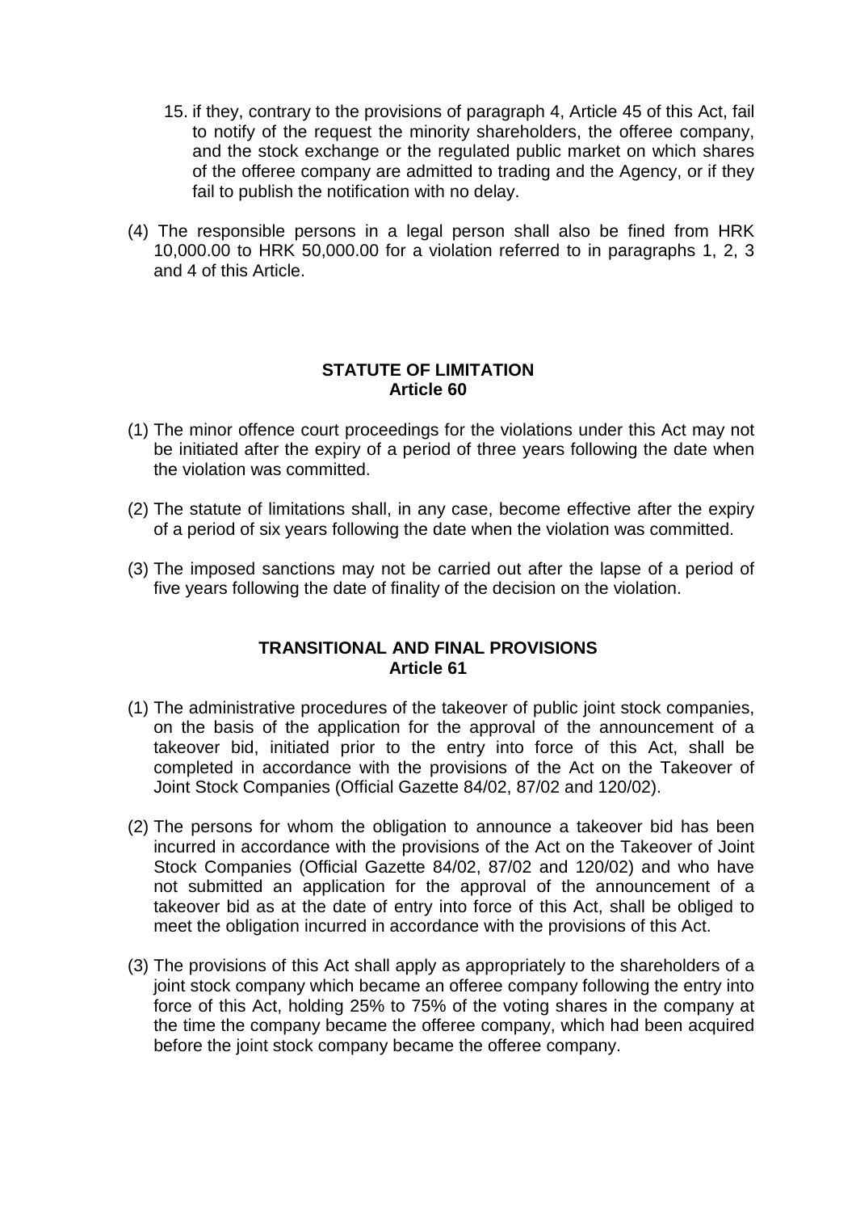15. if they, contrary to the provisions of paragraph 4, Article 45 of this Act, fail to notify of the request the minority shareholders, the offeree company, and the stock exchange or the regulated public market on which shares of the offeree company are admitted to trading and the Agency, or if they fail to publish the notification with no delay.

(4) The responsible persons in a legal person shall also be fined from HRK 10,000.00 to HRK 50,000.00 for a violation referred to in paragraphs 1, 2, 3 and 4 of this Article.

**STATUTE OF LIMITATION**
**Article 60**

(1) The minor offence court proceedings for the violations under this Act may not be initiated after the expiry of a period of three years following the date when the violation was committed.

(2) The statute of limitations shall, in any case, become effective after the expiry of a period of six years following the date when the violation was committed.

(3) The imposed sanctions may not be carried out after the lapse of a period of five years following the date of finality of the decision on the violation.

**TRANSITIONAL AND FINAL PROVISIONS**
**Article 61**

(1) The administrative procedures of the takeover of public joint stock companies, on the basis of the application for the approval of the announcement of a takeover bid, initiated prior to the entry into force of this Act, shall be completed in accordance with the provisions of the Act on the Takeover of Joint Stock Companies (Official Gazette 84/02, 87/02 and 120/02).

(2) The persons for whom the obligation to announce a takeover bid has been incurred in accordance with the provisions of the Act on the Takeover of Joint Stock Companies (Official Gazette 84/02, 87/02 and 120/02) and who have not submitted an application for the approval of the announcement of a takeover bid as at the date of entry into force of this Act, shall be obliged to meet the obligation incurred in accordance with the provisions of this Act.

(3) The provisions of this Act shall apply as appropriately to the shareholders of a joint stock company which became an offeree company following the entry into force of this Act, holding 25% to 75% of the voting shares in the company at the time the company became the offeree company, which had been acquired before the joint stock company became the offeree company.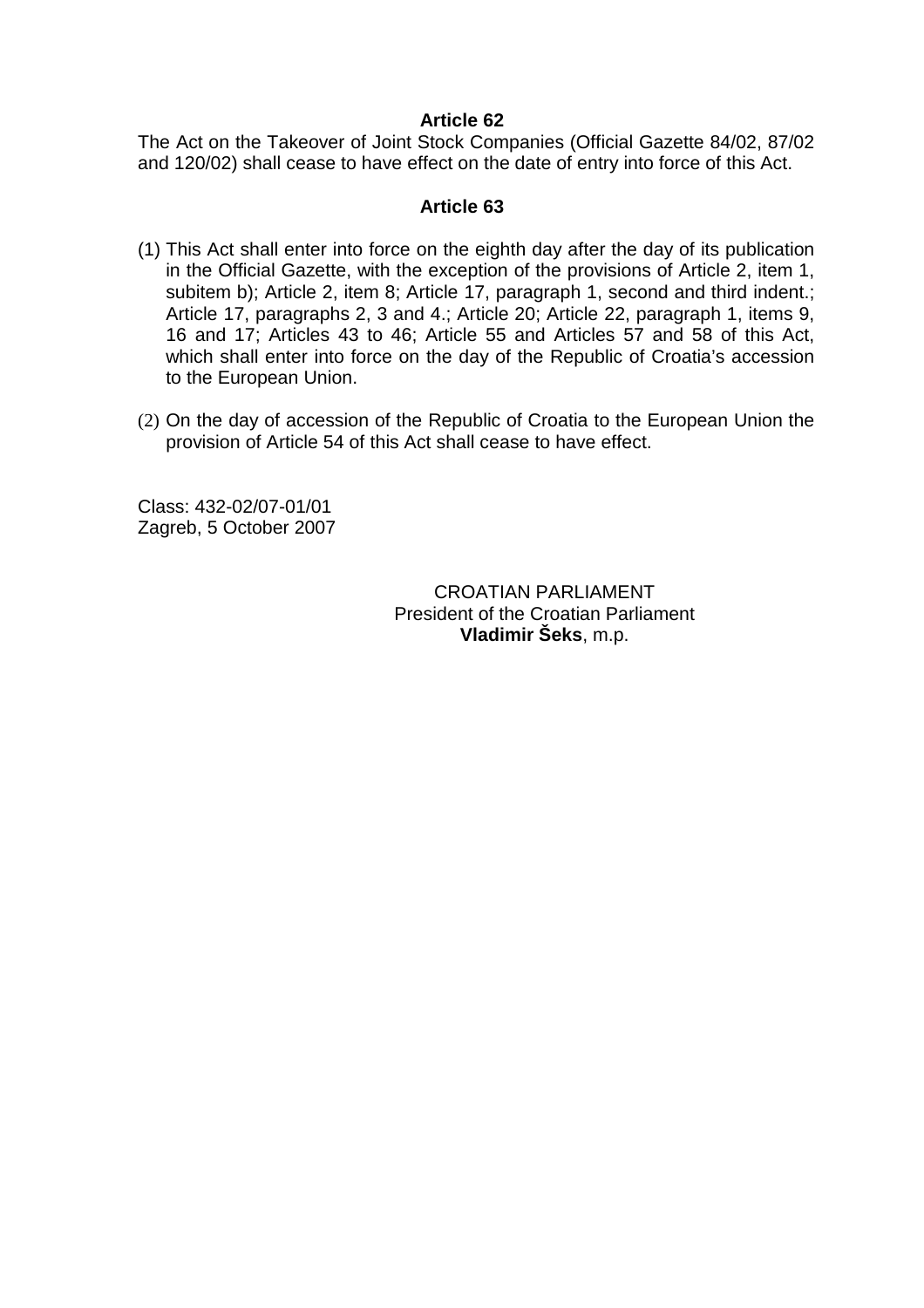**Article 62**

The Act on the Takeover of Joint Stock Companies (Official Gazette 84/02, 87/02 and 120/02) shall cease to have effect on the date of entry into force of this Act.

**Article 63**

(1) This Act shall enter into force on the eighth day after the day of its publication in the Official Gazette, with the exception of the provisions of Article 2, item 1, subitem b); Article 2, item 8; Article 17, paragraph 1, second and third indent.; Article 17, paragraphs 2, 3 and 4.; Article 20; Article 22, paragraph 1, items 9, 16 and 17; Articles 43 to 46; Article 55 and Articles 57 and 58 of this Act, which shall enter into force on the day of the Republic of Croatia's accession to the European Union.

(2) On the day of accession of the Republic of Croatia to the European Union the provision of Article 54 of this Act shall cease to have effect.

Class: 432-02/07-01/01
Zagreb, 5 October 2007

CROATIAN PARLIAMENT
President of the Croatian Parliament
**Vladimir Šeks**, m.p.